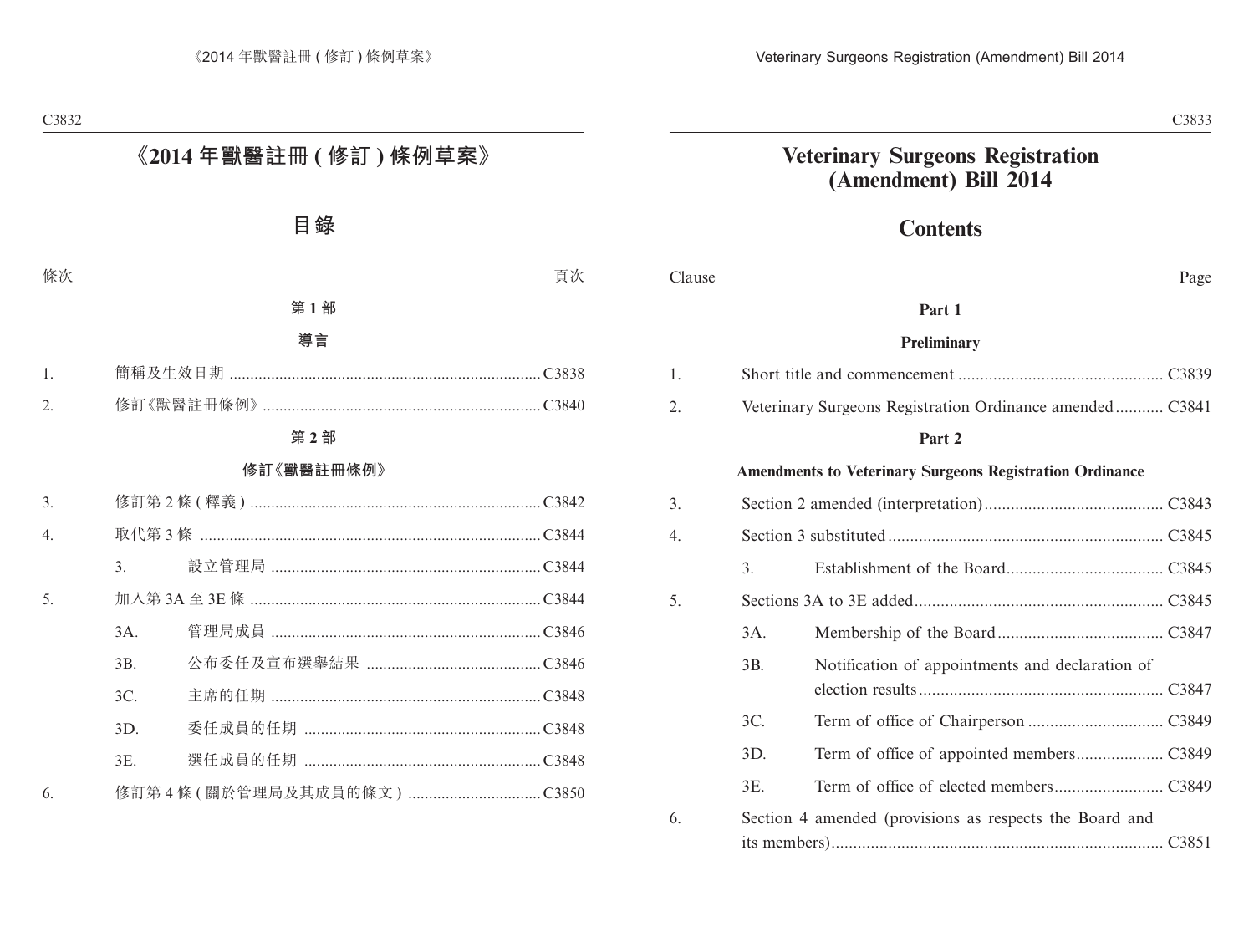# 《2014 年獸醫註冊 ( 修訂 ) 條例草案》

## 目錄

| 條次 | | | 頁次 |
|---|---|---|---|
| | **第 1 部** | | |
| | **導言** | | |
| 1. | 簡稱及生效日期 | | C3838 |
| 2. | 修訂《獸醫註冊條例》 | | C3840 |
| | **第 2 部** | | |
| | **修訂《獸醫註冊條例》** | | |
| 3. | 修訂第 2 條 ( 釋義 ) | | C3842 |
| 4. | 取代第 3 條 | | C3844 |
| | 3. | 設立管理局 | C3844 |
| 5. | 加入第 3A 至 3E 條 | | C3844 |
| | 3A. | 管理局成員 | C3846 |
| | 3B. | 公布委任及宣布選舉結果 | C3846 |
| | 3C. | 主席的任期 | C3848 |
| | 3D. | 委任成員的任期 | C3848 |
| | 3E. | 選任成員的任期 | C3848 |
| 6. | 修訂第 4 條 ( 關於管理局及其成員的條文 ) | | C3850 |

# Veterinary Surgeons Registration (Amendment) Bill 2014

## Contents

| Clause | | | Page |
|---|---|---|---|
| | **Part 1** | | |
| | **Preliminary** | | |
| 1. | Short title and commencement | | C3839 |
| 2. | Veterinary Surgeons Registration Ordinance amended | | C3841 |
| | **Part 2** | | |
| | **Amendments to Veterinary Surgeons Registration Ordinance** | | |
| 3. | Section 2 amended (interpretation) | | C3843 |
| 4. | Section 3 substituted | | C3845 |
| | 3. | Establishment of the Board | C3845 |
| 5. | Sections 3A to 3E added | | C3845 |
| | 3A. | Membership of the Board | C3847 |
| | 3B. | Notification of appointments and declaration of election results | C3847 |
| | 3C. | Term of office of Chairperson | C3849 |
| | 3D. | Term of office of appointed members | C3849 |
| | 3E. | Term of office of elected members | C3849 |
| 6. | Section 4 amended (provisions as respects the Board and its members) | | C3851 |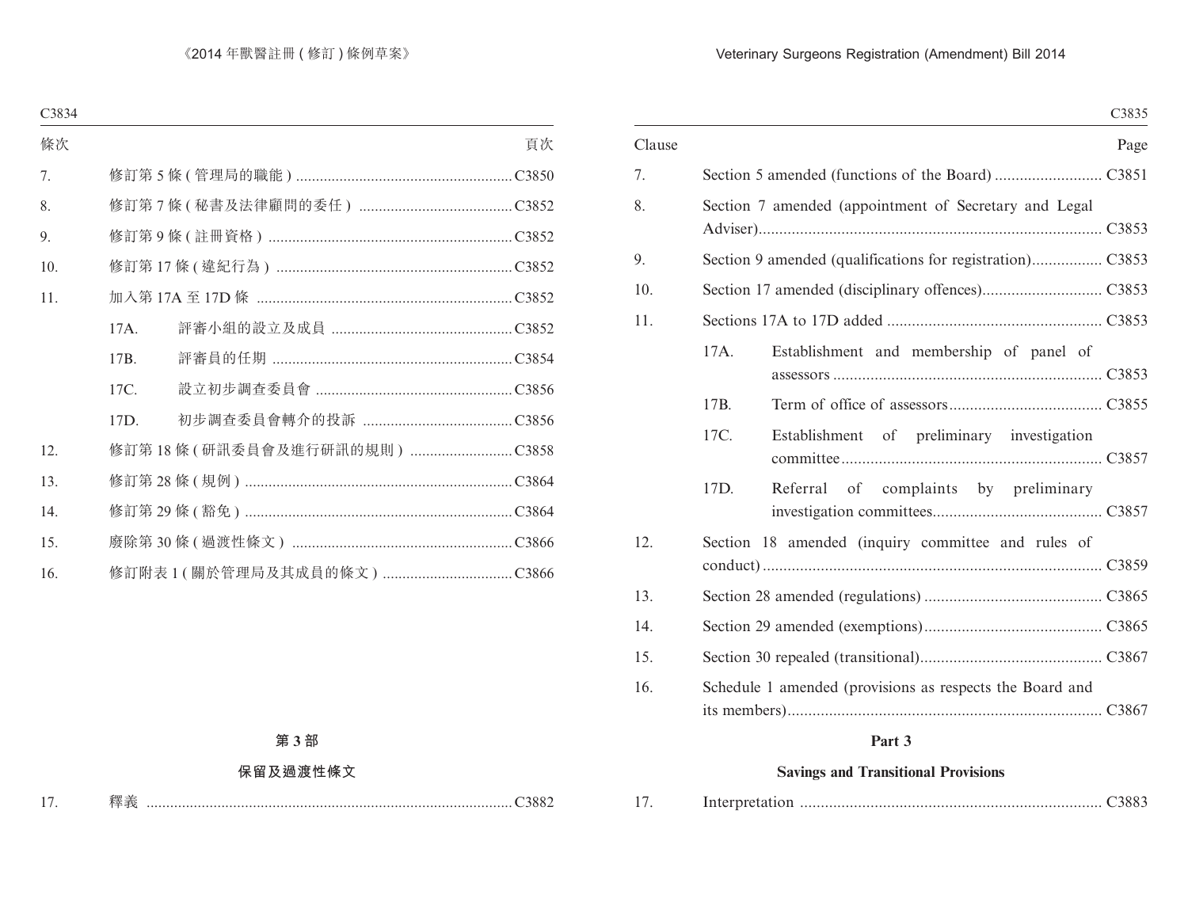| 條次 | | | 頁次 |
|---|---|---|---|
| 7. | 修訂第 5 條 ( 管理局的職能 ) | | C3850 |
| 8. | 修訂第 7 條 ( 秘書及法律顧問的委任 ) | | C3852 |
| 9. | 修訂第 9 條 ( 註冊資格 ) | | C3852 |
| 10. | 修訂第 17 條 ( 違紀行為 ) | | C3852 |
| 11. | 加入第 17A 至 17D 條 | | C3852 |
| | 17A. | 評審小組的設立及成員 | C3852 |
| | 17B. | 評審員的任期 | C3854 |
| | 17C. | 設立初步調查委員會 | C3856 |
| | 17D. | 初步調查委員會轉介的投訴 | C3856 |
| 12. | 修訂第 18 條 ( 研訊委員會及進行研訊的規則 ) | | C3858 |
| 13. | 修訂第 28 條 ( 規例 ) | | C3864 |
| 14. | 修訂第 29 條 ( 豁免 ) | | C3864 |
| 15. | 廢除第 30 條 ( 過渡性條文 ) | | C3866 |
| 16. | 修訂附表 1 ( 關於管理局及其成員的條文 ) | | C3866 |

**第 3 部**

**保留及過渡性條文**

| | | |
|---|---|---|
| 17. | 釋義 | C3882 |

| Clause | | | Page |
|---|---|---|---|
| 7. | Section 5 amended (functions of the Board) | | C3851 |
| 8. | Section 7 amended (appointment of Secretary and Legal Adviser) | | C3853 |
| 9. | Section 9 amended (qualifications for registration) | | C3853 |
| 10. | Section 17 amended (disciplinary offences) | | C3853 |
| 11. | Sections 17A to 17D added | | C3853 |
| | 17A. | Establishment and membership of panel of assessors | C3853 |
| | 17B. | Term of office of assessors | C3855 |
| | 17C. | Establishment of preliminary investigation committee | C3857 |
| | 17D. | Referral of complaints by preliminary investigation committees | C3857 |
| 12. | Section 18 amended (inquiry committee and rules of conduct) | | C3859 |
| 13. | Section 28 amended (regulations) | | C3865 |
| 14. | Section 29 amended (exemptions) | | C3865 |
| 15. | Section 30 repealed (transitional) | | C3867 |
| 16. | Schedule 1 amended (provisions as respects the Board and its members) | | C3867 |

**Part 3**

**Savings and Transitional Provisions**

| | | |
|---|---|---|
| 17. | Interpretation | C3883 |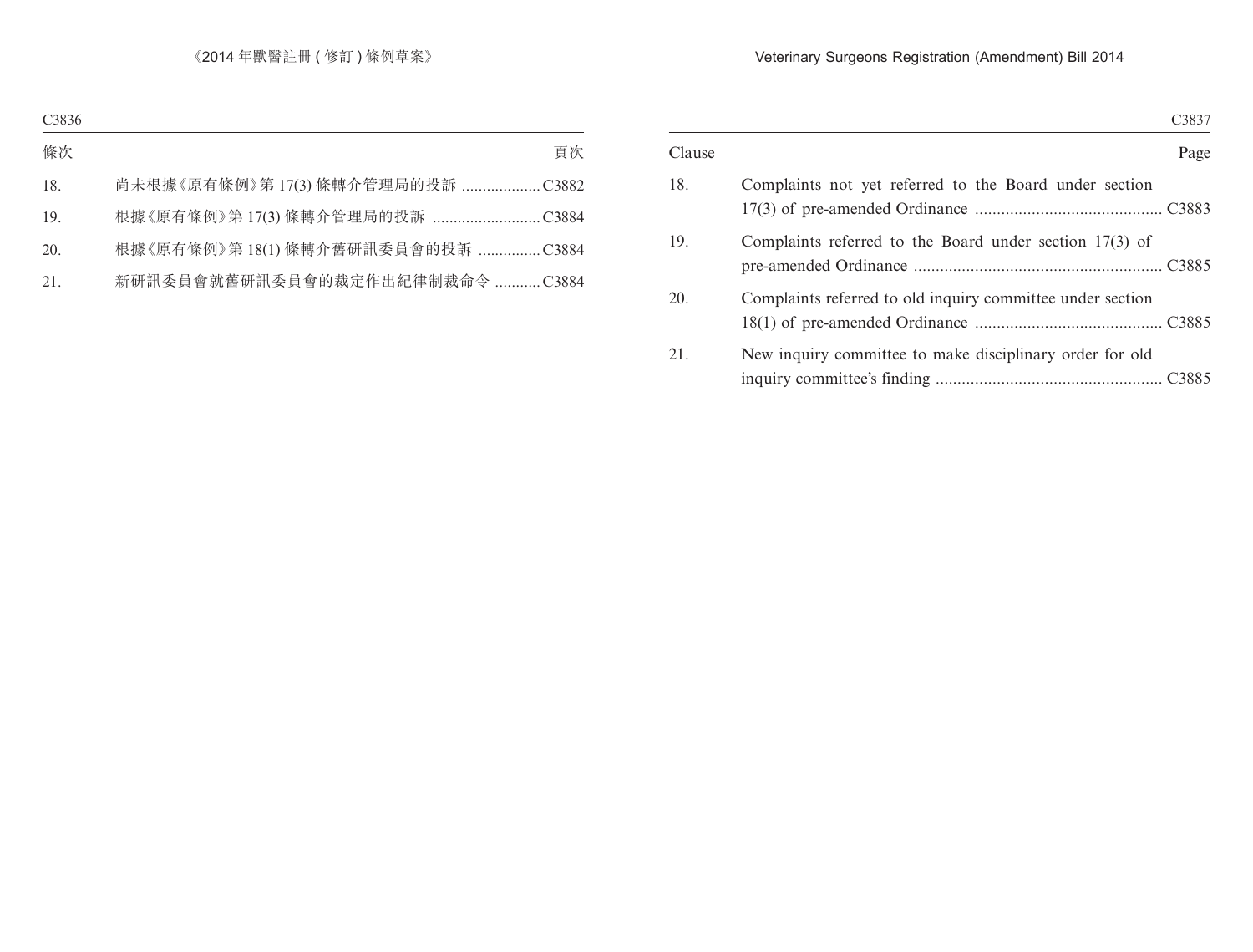| 條次 | | 頁次 |
|---|---|---|
| 18. | 尚未根據《原有條例》第 17(3) 條轉介管理局的投訴 | C3882 |
| 19. | 根據《原有條例》第 17(3) 條轉介管理局的投訴 | C3884 |
| 20. | 根據《原有條例》第 18(1) 條轉介舊研訊委員會的投訴 | C3884 |
| 21. | 新研訊委員會就舊研訊委員會的裁定作出紀律制裁命令 | C3884 |

| Clause | | Page |
|---|---|---|
| 18. | Complaints not yet referred to the Board under section 17(3) of pre-amended Ordinance | C3883 |
| 19. | Complaints referred to the Board under section 17(3) of pre-amended Ordinance | C3885 |
| 20. | Complaints referred to old inquiry committee under section 18(1) of pre-amended Ordinance | C3885 |
| 21. | New inquiry committee to make disciplinary order for old inquiry committee's finding | C3885 |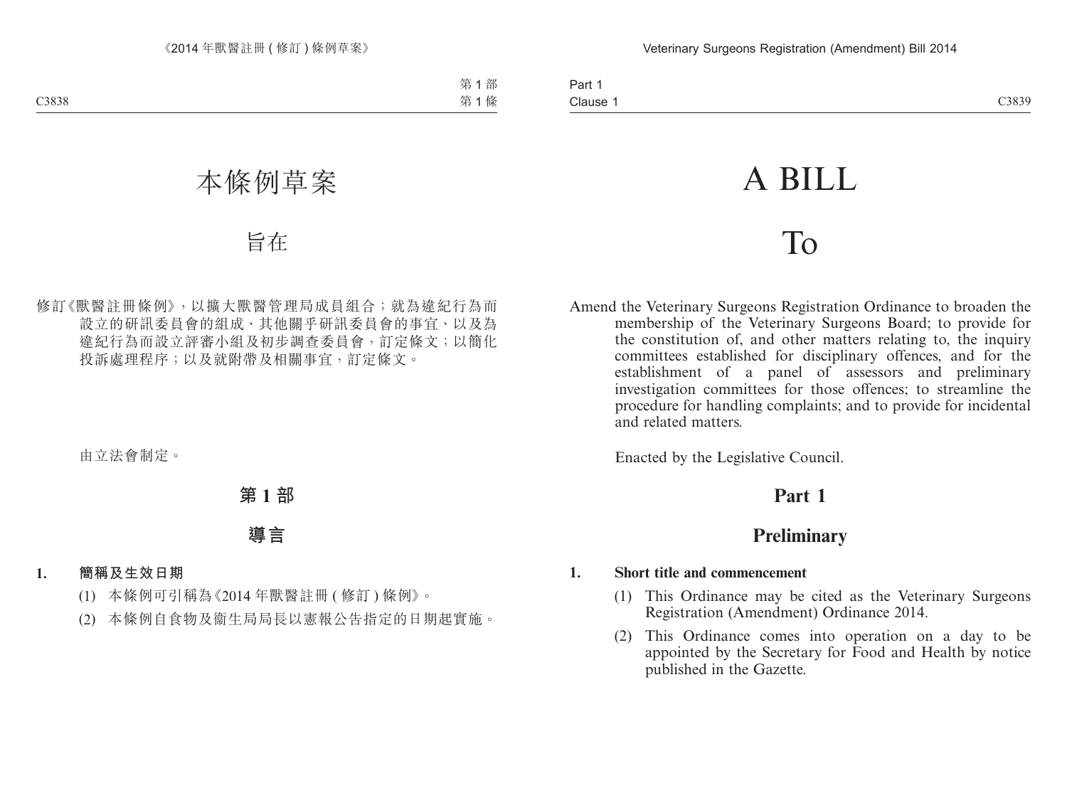# 本條例草案

## 旨在

修訂《獸醫註冊條例》，以擴大獸醫管理局成員組合；就為違紀行為而設立的研訊委員會的組成、其他關乎研訊委員會的事宜、以及為違紀行為而設立評審小組及初步調查委員會，訂定條文；以簡化投訴處理程序；以及就附帶及相關事宜，訂定條文。

由立法會制定。

## 第 1 部

## 導言

**1. 簡稱及生效日期**

(1) 本條例可引稱為《2014 年獸醫註冊 ( 修訂 ) 條例》。

(2) 本條例自食物及衞生局局長以憲報公告指定的日期起實施。

# A BILL

## To

Amend the Veterinary Surgeons Registration Ordinance to broaden the membership of the Veterinary Surgeons Board; to provide for the constitution of, and other matters relating to, the inquiry committees established for disciplinary offences, and for the establishment of a panel of assessors and preliminary investigation committees for those offences; to streamline the procedure for handling complaints; and to provide for incidental and related matters.

Enacted by the Legislative Council.

## Part 1

## Preliminary

**1. Short title and commencement**

(1) This Ordinance may be cited as the Veterinary Surgeons Registration (Amendment) Ordinance 2014.

(2) This Ordinance comes into operation on a day to be appointed by the Secretary for Food and Health by notice published in the Gazette.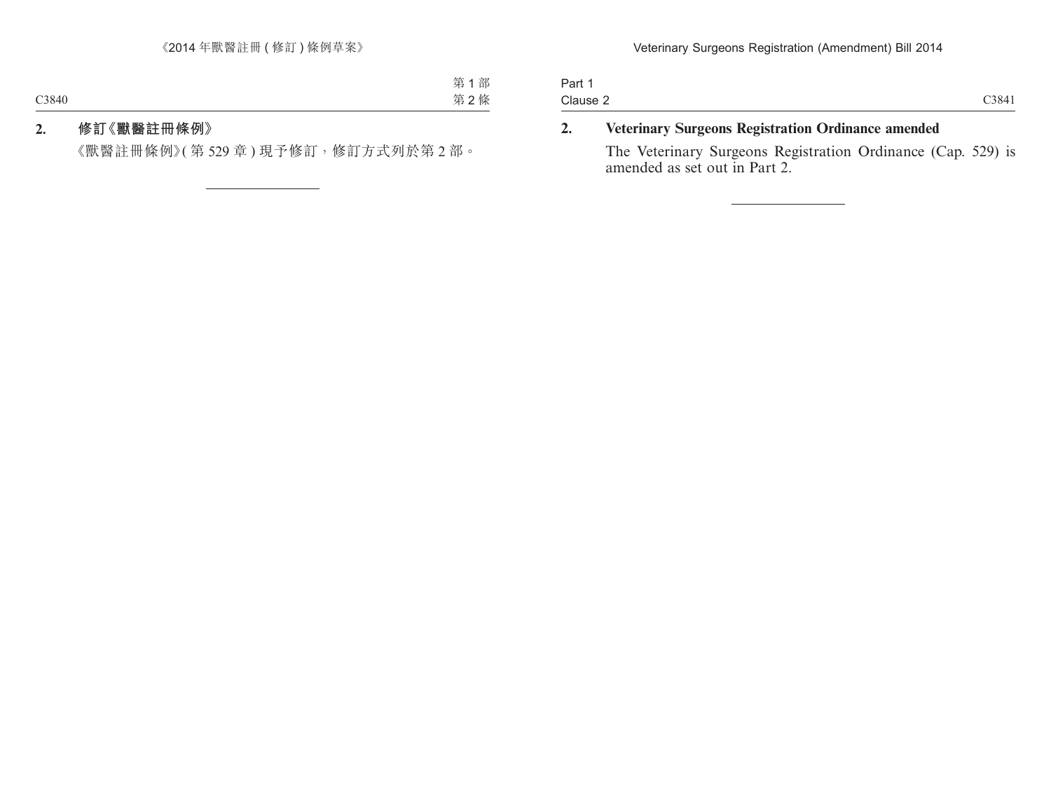## 2. 修訂《獸醫註冊條例》

《獸醫註冊條例》(第 529 章) 現予修訂，修訂方式列於第 2 部。

---

## 2. Veterinary Surgeons Registration Ordinance amended

The Veterinary Surgeons Registration Ordinance (Cap. 529) is amended as set out in Part 2.

---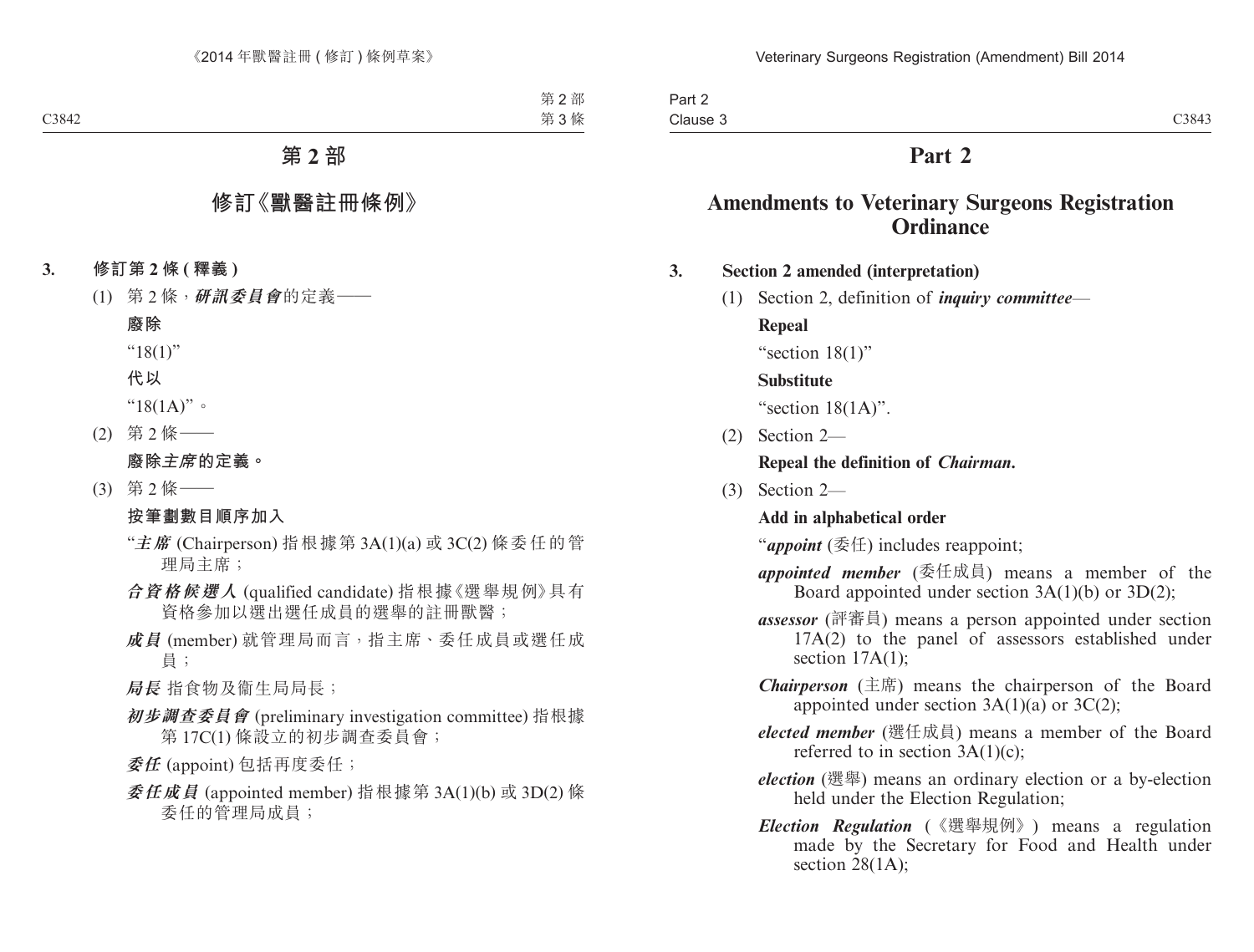# 第 2 部

## 修訂《獸醫註冊條例》

**3. 修訂第 2 條 (釋義)**

(1) 第 2 條，***研訊委員會***的定義——

**廢除**

"18(1)"

**代以**

"18(1A)"。

(2) 第 2 條——

**廢除*主席*的定義。**

(3) 第 2 條——

**按筆劃數目順序加入**

"***主席*** (Chairperson) 指根據第 3A(1)(a) 或 3C(2) 條委任的管理局主席；

***合資格候選人*** (qualified candidate) 指根據《選舉規例》具有資格參加以選出選任成員的選舉的註冊獸醫；

***成員*** (member) 就管理局而言，指主席、委任成員或選任成員；

***局長*** 指食物及衞生局局長；

***初步調查委員會*** (preliminary investigation committee) 指根據第 17C(1) 條設立的初步調查委員會；

***委任*** (appoint) 包括再度委任；

***委任成員*** (appointed member) 指根據第 3A(1)(b) 或 3D(2) 條委任的管理局成員；

# Part 2

## Amendments to Veterinary Surgeons Registration Ordinance

**3. Section 2 amended (interpretation)**

(1) Section 2, definition of ***inquiry committee***—

**Repeal**

"section 18(1)"

**Substitute**

"section 18(1A)".

(2) Section 2—

**Repeal the definition of *Chairman*.**

(3) Section 2—

**Add in alphabetical order**

"***appoint*** (委任) includes reappoint;

***appointed member*** (委任成員) means a member of the Board appointed under section 3A(1)(b) or 3D(2);

***assessor*** (評審員) means a person appointed under section 17A(2) to the panel of assessors established under section 17A(1);

***Chairperson*** (主席) means the chairperson of the Board appointed under section 3A(1)(a) or 3C(2);

***elected member*** (選任成員) means a member of the Board referred to in section 3A(1)(c);

***election*** (選舉) means an ordinary election or a by-election held under the Election Regulation;

***Election Regulation*** (《選舉規例》) means a regulation made by the Secretary for Food and Health under section 28(1A);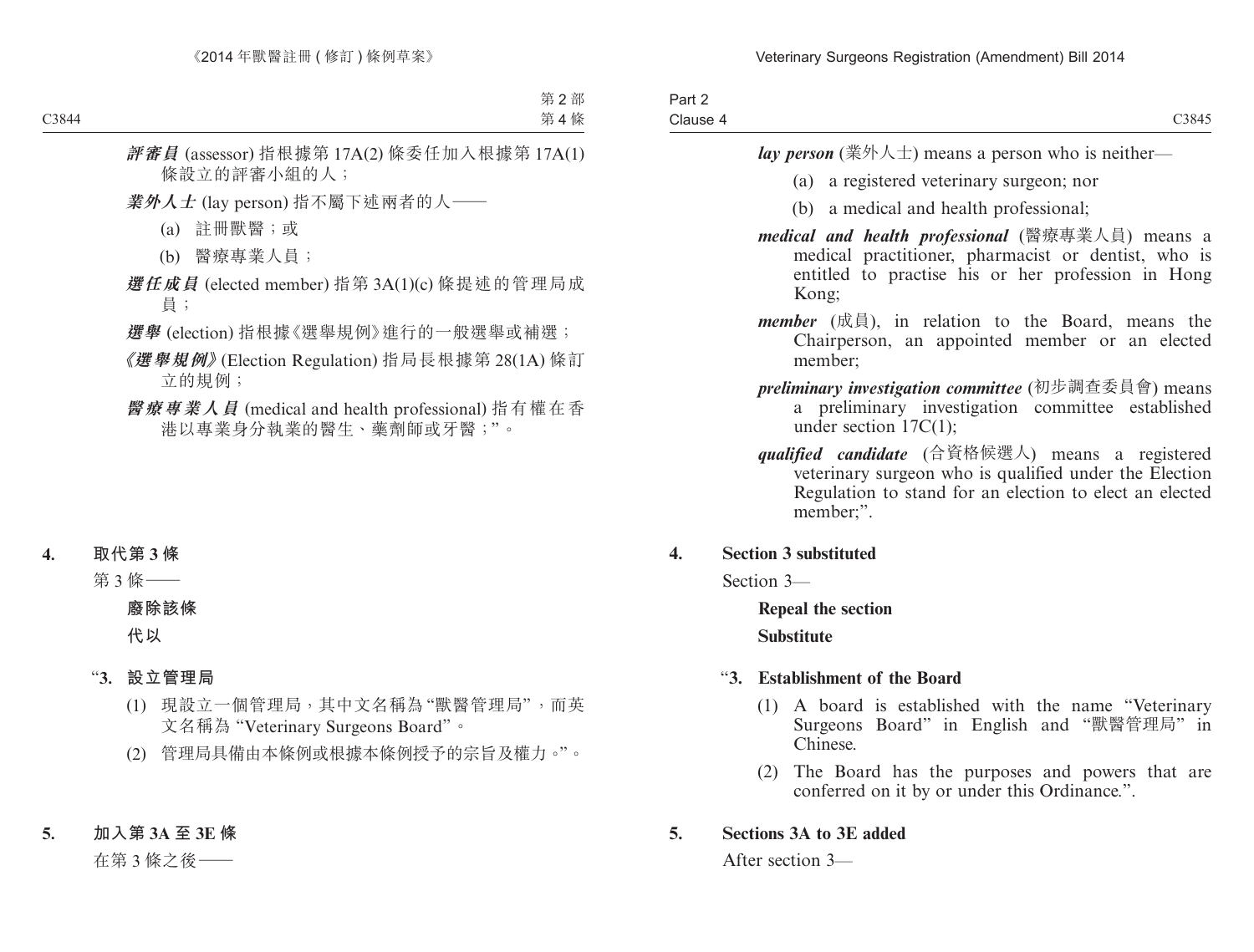***評審員*** (assessor) 指根據第 17A(2) 條委任加入根據第 17A(1) 條設立的評審小組的人；

***業外人士*** (lay person) 指不屬下述兩者的人——

(a) 註冊獸醫；或

(b) 醫療專業人員；

***選任成員*** (elected member) 指第 3A(1)(c) 條提述的管理局成員；

***選舉*** (election) 指根據《選舉規例》進行的一般選舉或補選；

***《選舉規例》*** (Election Regulation) 指局長根據第 28(1A) 條訂立的規例；

***醫療專業人員*** (medical and health professional) 指有權在香港以專業身分執業的醫生、藥劑師或牙醫；”。

**4. 取代第 3 條**

第 3 條——

**廢除該條**

**代以**

“**3. 設立管理局**

(1) 現設立一個管理局，其中文名稱為“獸醫管理局”，而英文名稱為 “Veterinary Surgeons Board”。

(2) 管理局具備由本條例或根據本條例授予的宗旨及權力。”。

**5. 加入第 3A 至 3E 條**

在第 3 條之後——

***lay person*** (業外人士) means a person who is neither—

(a) a registered veterinary surgeon; nor

(b) a medical and health professional;

***medical and health professional*** (醫療專業人員) means a medical practitioner, pharmacist or dentist, who is entitled to practise his or her profession in Hong Kong;

***member*** (成員), in relation to the Board, means the Chairperson, an appointed member or an elected member;

***preliminary investigation committee*** (初步調查委員會) means a preliminary investigation committee established under section 17C(1);

***qualified candidate*** (合資格候選人) means a registered veterinary surgeon who is qualified under the Election Regulation to stand for an election to elect an elected member;”.

**4. Section 3 substituted**

Section 3—

**Repeal the section**

**Substitute**

“**3. Establishment of the Board**

(1) A board is established with the name “Veterinary Surgeons Board” in English and “獸醫管理局” in Chinese.

(2) The Board has the purposes and powers that are conferred on it by or under this Ordinance.”.

**5. Sections 3A to 3E added**

After section 3—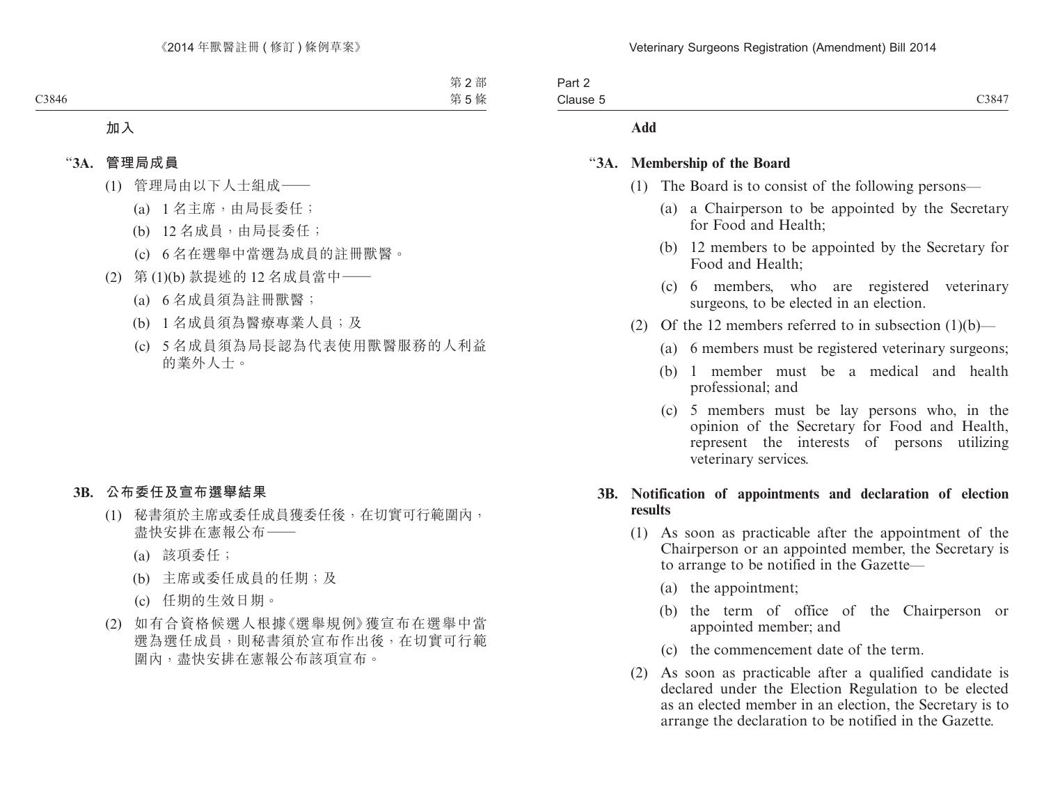加入

**“3A. 管理局成員**

(1) 管理局由以下人士組成——

(a) 1 名主席，由局長委任；

(b) 12 名成員，由局長委任；

(c) 6 名在選舉中當選為成員的註冊獸醫。

(2) 第 (1)(b) 款提述的 12 名成員當中——

(a) 6 名成員須為註冊獸醫；

(b) 1 名成員須為醫療專業人員；及

(c) 5 名成員須為局長認為代表使用獸醫服務的人利益的業外人士。

**3B. 公布委任及宣布選舉結果**

(1) 秘書須於主席或委任成員獲委任後，在切實可行範圍內，盡快安排在憲報公布——

(a) 該項委任；

(b) 主席或委任成員的任期；及

(c) 任期的生效日期。

(2) 如有合資格候選人根據《選舉規例》獲宣布在選舉中當選為選任成員，則秘書須於宣布作出後，在切實可行範圍內，盡快安排在憲報公布該項宣布。

**Add**

**“3A. Membership of the Board**

(1) The Board is to consist of the following persons—

(a) a Chairperson to be appointed by the Secretary for Food and Health;

(b) 12 members to be appointed by the Secretary for Food and Health;

(c) 6 members, who are registered veterinary surgeons, to be elected in an election.

(2) Of the 12 members referred to in subsection (1)(b)—

(a) 6 members must be registered veterinary surgeons;

(b) 1 member must be a medical and health professional; and

(c) 5 members must be lay persons who, in the opinion of the Secretary for Food and Health, represent the interests of persons utilizing veterinary services.

**3B. Notification of appointments and declaration of election results**

(1) As soon as practicable after the appointment of the Chairperson or an appointed member, the Secretary is to arrange to be notified in the Gazette—

(a) the appointment;

(b) the term of office of the Chairperson or appointed member; and

(c) the commencement date of the term.

(2) As soon as practicable after a qualified candidate is declared under the Election Regulation to be elected as an elected member in an election, the Secretary is to arrange the declaration to be notified in the Gazette.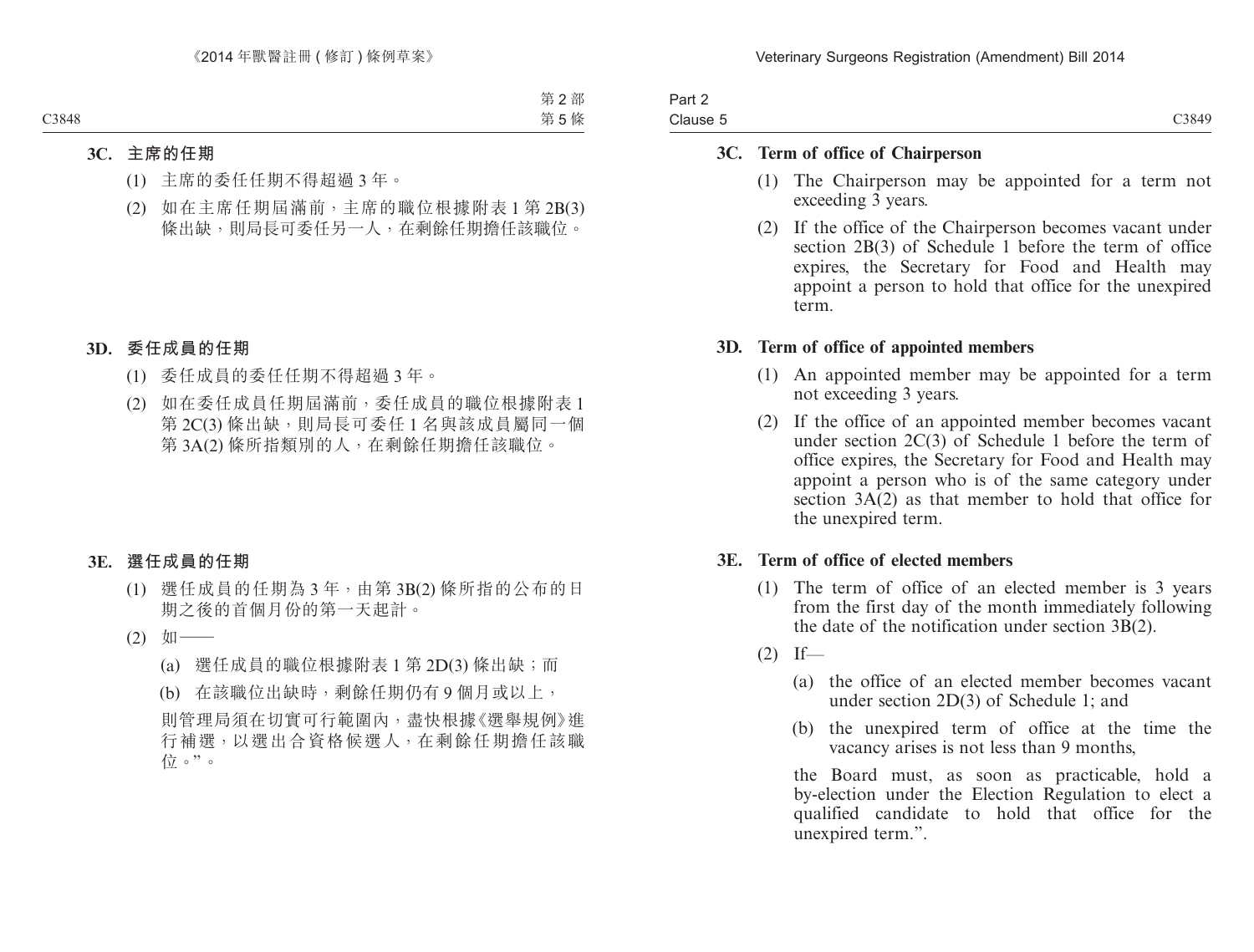**3C. 主席的任期**

(1) 主席的委任任期不得超過 3 年。

(2) 如在主席任期屆滿前，主席的職位根據附表 1 第 2B(3) 條出缺，則局長可委任另一人，在剩餘任期擔任該職位。

**3D. 委任成員的任期**

(1) 委任成員的委任任期不得超過 3 年。

(2) 如在委任成員任期屆滿前，委任成員的職位根據附表 1 第 2C(3) 條出缺，則局長可委任 1 名與該成員屬同一個第 3A(2) 條所指類別的人，在剩餘任期擔任該職位。

**3E. 選任成員的任期**

(1) 選任成員的任期為 3 年，由第 3B(2) 條所指的公布的日期之後的首個月份的第一天起計。

(2) 如——

(a) 選任成員的職位根據附表 1 第 2D(3) 條出缺；而

(b) 在該職位出缺時，剩餘任期仍有 9 個月或以上，

則管理局須在切實可行範圍內，盡快根據《選舉規例》進行補選，以選出合資格候選人，在剩餘任期擔任該職位。”。

**3C. Term of office of Chairperson**

(1) The Chairperson may be appointed for a term not exceeding 3 years.

(2) If the office of the Chairperson becomes vacant under section 2B(3) of Schedule 1 before the term of office expires, the Secretary for Food and Health may appoint a person to hold that office for the unexpired term.

**3D. Term of office of appointed members**

(1) An appointed member may be appointed for a term not exceeding 3 years.

(2) If the office of an appointed member becomes vacant under section 2C(3) of Schedule 1 before the term of office expires, the Secretary for Food and Health may appoint a person who is of the same category under section 3A(2) as that member to hold that office for the unexpired term.

**3E. Term of office of elected members**

(1) The term of office of an elected member is 3 years from the first day of the month immediately following the date of the notification under section 3B(2).

(2) If—

(a) the office of an elected member becomes vacant under section 2D(3) of Schedule 1; and

(b) the unexpired term of office at the time the vacancy arises is not less than 9 months,

the Board must, as soon as practicable, hold a by-election under the Election Regulation to elect a qualified candidate to hold that office for the unexpired term.”.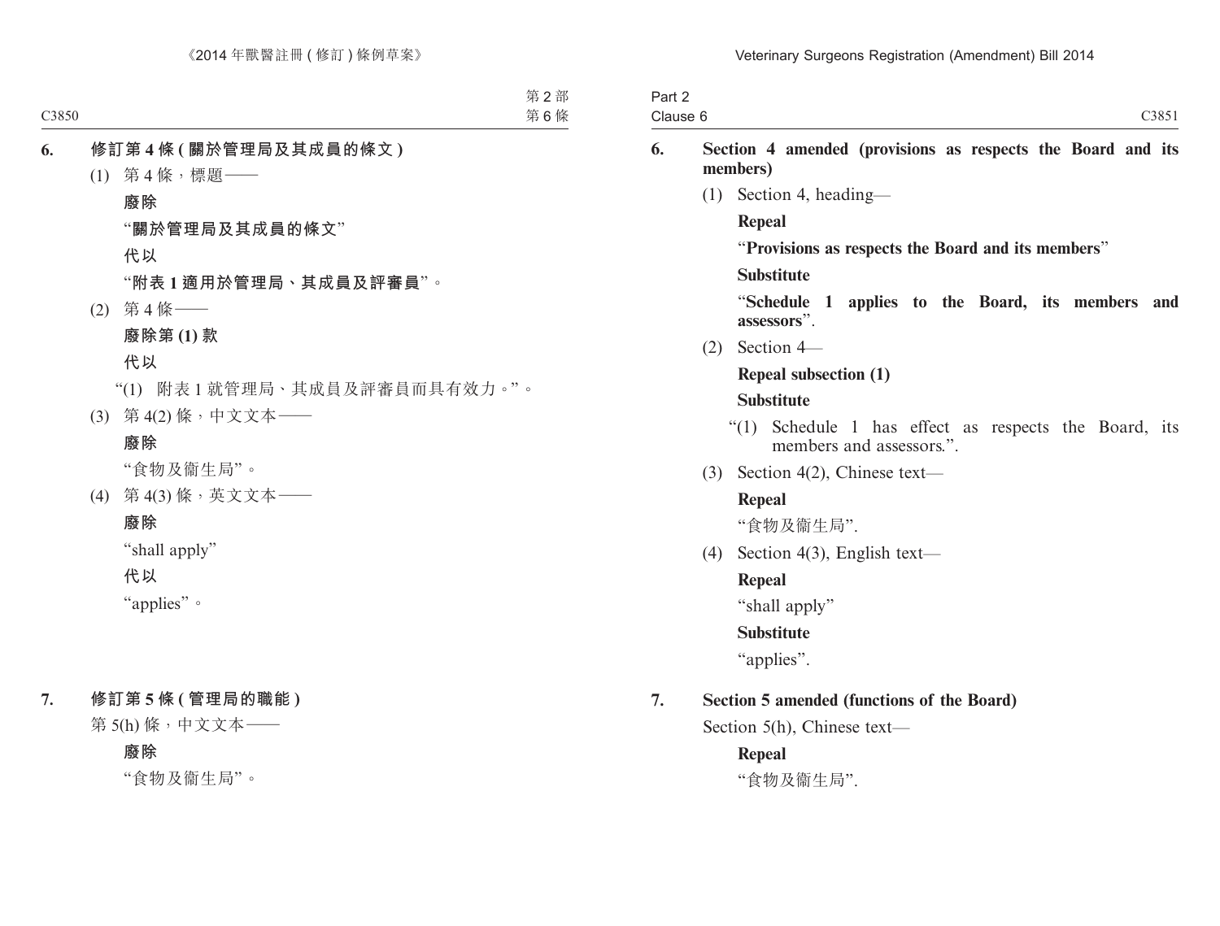**6. 修訂第 4 條 (關於管理局及其成員的條文)**

(1) 第 4 條，標題——

**廢除**

“**關於管理局及其成員的條文**”

**代以**

“**附表 1 適用於管理局、其成員及評審員**”。

(2) 第 4 條——

**廢除第 (1) 款**

**代以**

“(1) 附表 1 就管理局、其成員及評審員而具有效力。”。

(3) 第 4(2) 條，中文文本——

**廢除**

“食物及衞生局”。

(4) 第 4(3) 條，英文文本——

**廢除**

“shall apply”

**代以**

“applies”。

**7. 修訂第 5 條 (管理局的職能)**

第 5(h) 條，中文文本——

**廢除**

“食物及衞生局”。

**6. Section 4 amended (provisions as respects the Board and its members)**

(1) Section 4, heading—

**Repeal**

“**Provisions as respects the Board and its members**”

**Substitute**

“**Schedule 1 applies to the Board, its members and assessors**”.

(2) Section 4—

**Repeal subsection (1)**

**Substitute**

“(1) Schedule 1 has effect as respects the Board, its members and assessors.”.

(3) Section 4(2), Chinese text—

**Repeal**

“食物及衞生局”.

(4) Section 4(3), English text—

**Repeal**

“shall apply”

**Substitute**

“applies”.

**7. Section 5 amended (functions of the Board)**

Section 5(h), Chinese text—

**Repeal**

“食物及衞生局”.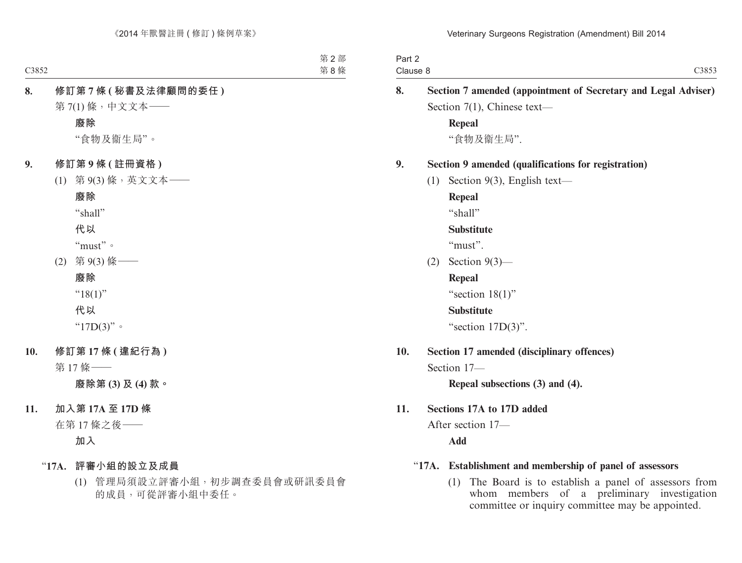**8. 修訂第 7 條 (秘書及法律顧問的委任)**

第 7(1) 條，中文文本——

**廢除**

“食物及衞生局”。

**9. 修訂第 9 條 (註冊資格)**

(1) 第 9(3) 條，英文文本——

**廢除**

“shall”

**代以**

“must”。

(2) 第 9(3) 條——

**廢除**

“18(1)”

**代以**

“17D(3)”。

**10. 修訂第 17 條 (違紀行為)**

第 17 條——

**廢除第 (3) 及 (4) 款。**

**11. 加入第 17A 至 17D 條**

在第 17 條之後——

**加入**

“**17A. 評審小組的設立及成員**

(1) 管理局須設立評審小組，初步調查委員會或研訊委員會的成員，可從評審小組中委任。

**8. Section 7 amended (appointment of Secretary and Legal Adviser)**

Section 7(1), Chinese text—

**Repeal**

“食物及衞生局”.

**9. Section 9 amended (qualifications for registration)**

(1) Section 9(3), English text—

**Repeal**

“shall”

**Substitute**

“must”.

(2) Section 9(3)—

**Repeal**

“section 18(1)”

**Substitute**

“section 17D(3)”.

**10. Section 17 amended (disciplinary offences)**

Section 17—

**Repeal subsections (3) and (4).**

**11. Sections 17A to 17D added**

After section 17—

**Add**

“**17A. Establishment and membership of panel of assessors**

(1) The Board is to establish a panel of assessors from whom members of a preliminary investigation committee or inquiry committee may be appointed.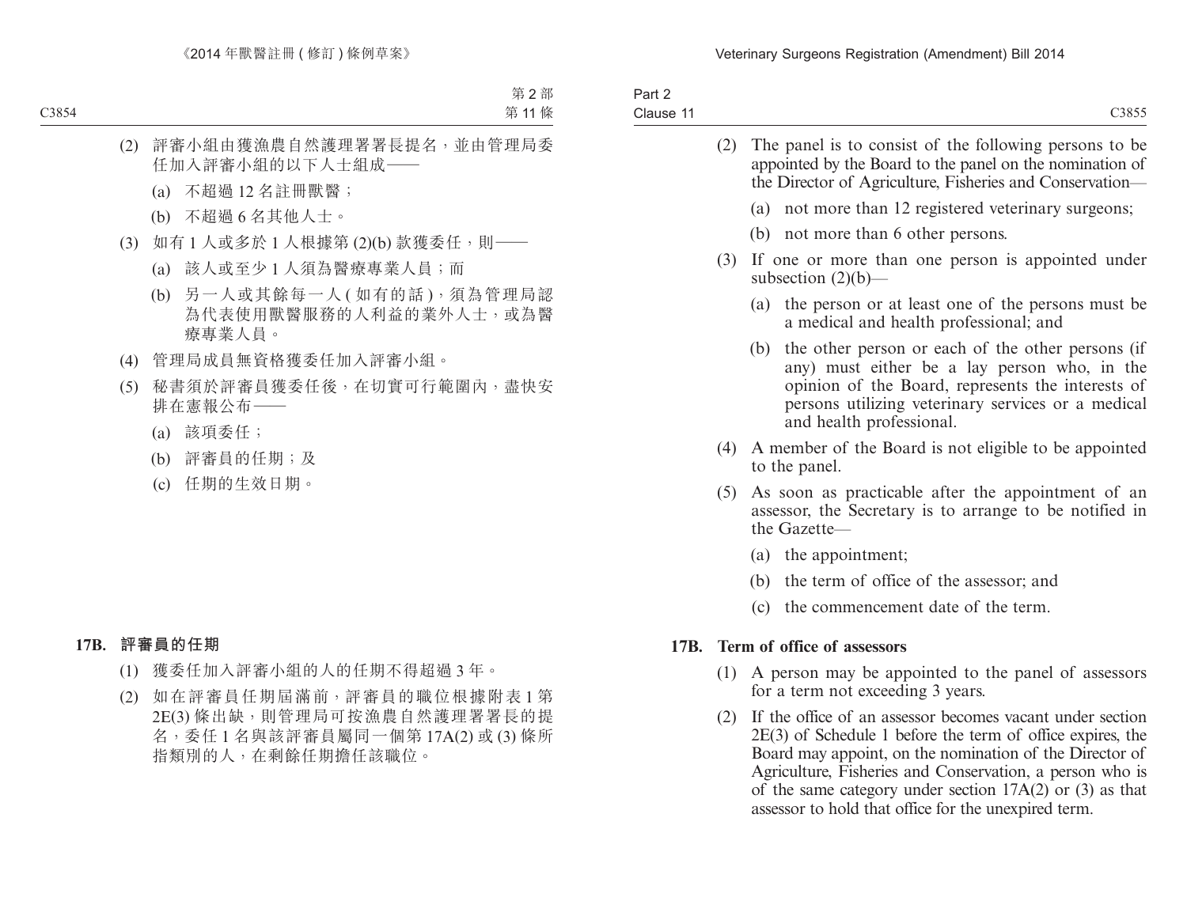(2) 評審小組由獲漁農自然護理署署長提名，並由管理局委任加入評審小組的以下人士組成——

(a) 不超過 12 名註冊獸醫；

(b) 不超過 6 名其他人士。

(3) 如有 1 人或多於 1 人根據第 (2)(b) 款獲委任，則——

(a) 該人或至少 1 人須為醫療專業人員；而

(b) 另一人或其餘每一人 ( 如有的話 )，須為管理局認為代表使用獸醫服務的人利益的業外人士，或為醫療專業人員。

(4) 管理局成員無資格獲委任加入評審小組。

(5) 秘書須於評審員獲委任後，在切實可行範圍內，盡快安排在憲報公布——

(a) 該項委任；

(b) 評審員的任期；及

(c) 任期的生效日期。

**17B. 評審員的任期**

(1) 獲委任加入評審小組的人的任期不得超過 3 年。

(2) 如在評審員任期屆滿前，評審員的職位根據附表 1 第 2E(3) 條出缺，則管理局可按漁農自然護理署署長的提名，委任 1 名與該評審員屬同一個第 17A(2) 或 (3) 條所指類別的人，在剩餘任期擔任該職位。

(2) The panel is to consist of the following persons to be appointed by the Board to the panel on the nomination of the Director of Agriculture, Fisheries and Conservation—

(a) not more than 12 registered veterinary surgeons;

(b) not more than 6 other persons.

(3) If one or more than one person is appointed under subsection (2)(b)—

(a) the person or at least one of the persons must be a medical and health professional; and

(b) the other person or each of the other persons (if any) must either be a lay person who, in the opinion of the Board, represents the interests of persons utilizing veterinary services or a medical and health professional.

(4) A member of the Board is not eligible to be appointed to the panel.

(5) As soon as practicable after the appointment of an assessor, the Secretary is to arrange to be notified in the Gazette—

(a) the appointment;

(b) the term of office of the assessor; and

(c) the commencement date of the term.

**17B. Term of office of assessors**

(1) A person may be appointed to the panel of assessors for a term not exceeding 3 years.

(2) If the office of an assessor becomes vacant under section 2E(3) of Schedule 1 before the term of office expires, the Board may appoint, on the nomination of the Director of Agriculture, Fisheries and Conservation, a person who is of the same category under section 17A(2) or (3) as that assessor to hold that office for the unexpired term.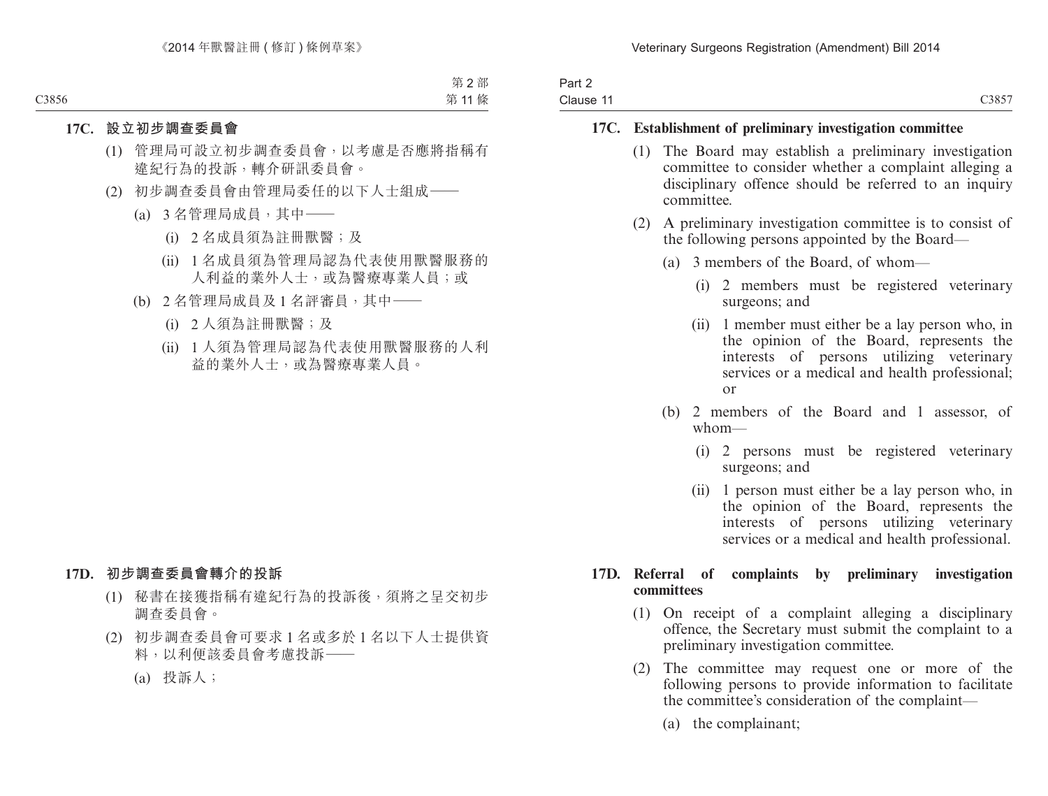### 17C. 設立初步調查委員會

(1) 管理局可設立初步調查委員會，以考慮是否應將指稱有違紀行為的投訴，轉介研訊委員會。

(2) 初步調查委員會由管理局委任的以下人士組成——

(a) 3 名管理局成員，其中——

(i) 2 名成員須為註冊獸醫；及

(ii) 1 名成員須為管理局認為代表使用獸醫服務的人利益的業外人士，或為醫療專業人員；或

(b) 2 名管理局成員及 1 名評審員，其中——

(i) 2 人須為註冊獸醫；及

(ii) 1 人須為管理局認為代表使用獸醫服務的人利益的業外人士，或為醫療專業人員。

### 17D. 初步調查委員會轉介的投訴

(1) 秘書在接獲指稱有違紀行為的投訴後，須將之呈交初步調查委員會。

(2) 初步調查委員會可要求 1 名或多於 1 名以下人士提供資料，以利便該委員會考慮投訴——

(a) 投訴人；

### 17C. Establishment of preliminary investigation committee

(1) The Board may establish a preliminary investigation committee to consider whether a complaint alleging a disciplinary offence should be referred to an inquiry committee.

(2) A preliminary investigation committee is to consist of the following persons appointed by the Board—

(a) 3 members of the Board, of whom—

(i) 2 members must be registered veterinary surgeons; and

(ii) 1 member must either be a lay person who, in the opinion of the Board, represents the interests of persons utilizing veterinary services or a medical and health professional; or

(b) 2 members of the Board and 1 assessor, of whom—

(i) 2 persons must be registered veterinary surgeons; and

(ii) 1 person must either be a lay person who, in the opinion of the Board, represents the interests of persons utilizing veterinary services or a medical and health professional.

### 17D. Referral of complaints by preliminary investigation committees

(1) On receipt of a complaint alleging a disciplinary offence, the Secretary must submit the complaint to a preliminary investigation committee.

(2) The committee may request one or more of the following persons to provide information to facilitate the committee's consideration of the complaint—

(a) the complainant;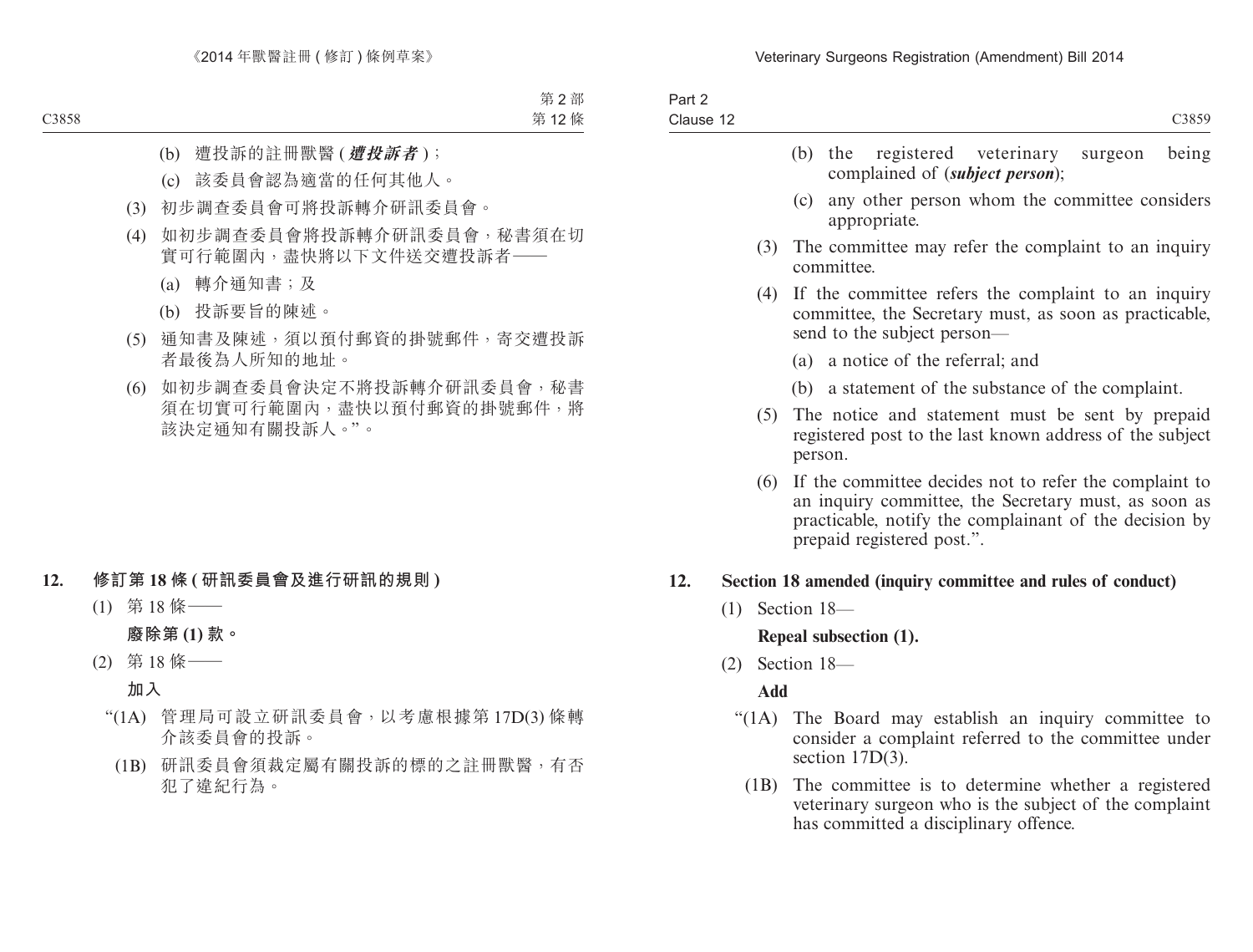(b) 遭投訴的註冊獸醫 (***遭投訴者***)；

(c) 該委員會認為適當的任何其他人。

(3) 初步調查委員會可將投訴轉介研訊委員會。

(4) 如初步調查委員會將投訴轉介研訊委員會，秘書須在切實可行範圍內，盡快將以下文件送交遭投訴者——

(a) 轉介通知書；及

(b) 投訴要旨的陳述。

(5) 通知書及陳述，須以預付郵資的掛號郵件，寄交遭投訴者最後為人所知的地址。

(6) 如初步調查委員會決定不將投訴轉介研訊委員會，秘書須在切實可行範圍內，盡快以預付郵資的掛號郵件，將該決定通知有關投訴人。”。

**12. 修訂第 18 條 (研訊委員會及進行研訊的規則)**

(1) 第 18 條——

**廢除第 (1) 款。**

(2) 第 18 條——

**加入**

“(1A) 管理局可設立研訊委員會，以考慮根據第 17D(3) 條轉介該委員會的投訴。

(1B) 研訊委員會須裁定屬有關投訴的標的之註冊獸醫，有否犯了違紀行為。

---

(b) the registered veterinary surgeon being complained of (***subject person***);

(c) any other person whom the committee considers appropriate.

(3) The committee may refer the complaint to an inquiry committee.

(4) If the committee refers the complaint to an inquiry committee, the Secretary must, as soon as practicable, send to the subject person—

(a) a notice of the referral; and

(b) a statement of the substance of the complaint.

(5) The notice and statement must be sent by prepaid registered post to the last known address of the subject person.

(6) If the committee decides not to refer the complaint to an inquiry committee, the Secretary must, as soon as practicable, notify the complainant of the decision by prepaid registered post.”.

**12. Section 18 amended (inquiry committee and rules of conduct)**

(1) Section 18—

**Repeal subsection (1).**

(2) Section 18—

**Add**

“(1A) The Board may establish an inquiry committee to consider a complaint referred to the committee under section 17D(3).

(1B) The committee is to determine whether a registered veterinary surgeon who is the subject of the complaint has committed a disciplinary offence.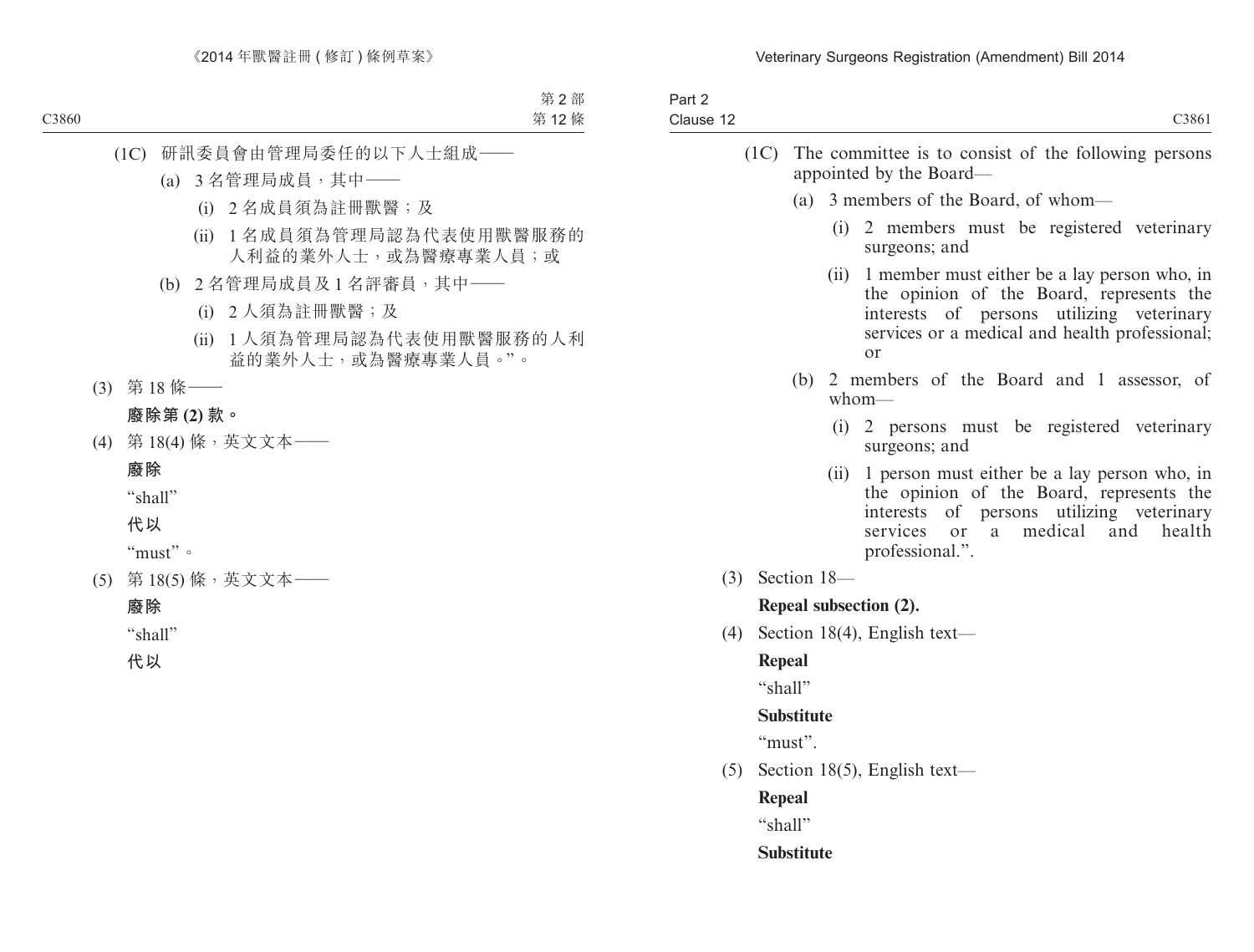(1C) 研訊委員會由管理局委任的以下人士組成——

(a) 3 名管理局成員，其中——

(i) 2 名成員須為註冊獸醫；及

(ii) 1 名成員須為管理局認為代表使用獸醫服務的人利益的業外人士，或為醫療專業人員；或

(b) 2 名管理局成員及 1 名評審員，其中——

(i) 2 人須為註冊獸醫；及

(ii) 1 人須為管理局認為代表使用獸醫服務的人利益的業外人士，或為醫療專業人員。”。

(3) 第 18 條——

**廢除第 (2) 款。**

(4) 第 18(4) 條，英文文本——

**廢除**

“shall”

**代以**

“must”。

(5) 第 18(5) 條，英文文本——

**廢除**

“shall”

**代以**

(1C) The committee is to consist of the following persons appointed by the Board—

(a) 3 members of the Board, of whom—

(i) 2 members must be registered veterinary surgeons; and

(ii) 1 member must either be a lay person who, in the opinion of the Board, represents the interests of persons utilizing veterinary services or a medical and health professional; or

(b) 2 members of the Board and 1 assessor, of whom—

(i) 2 persons must be registered veterinary surgeons; and

(ii) 1 person must either be a lay person who, in the opinion of the Board, represents the interests of persons utilizing veterinary services or a medical and health professional.”.

(3) Section 18—

**Repeal subsection (2).**

(4) Section 18(4), English text—

**Repeal**

“shall”

**Substitute**

“must”.

(5) Section 18(5), English text—

**Repeal**

“shall”

**Substitute**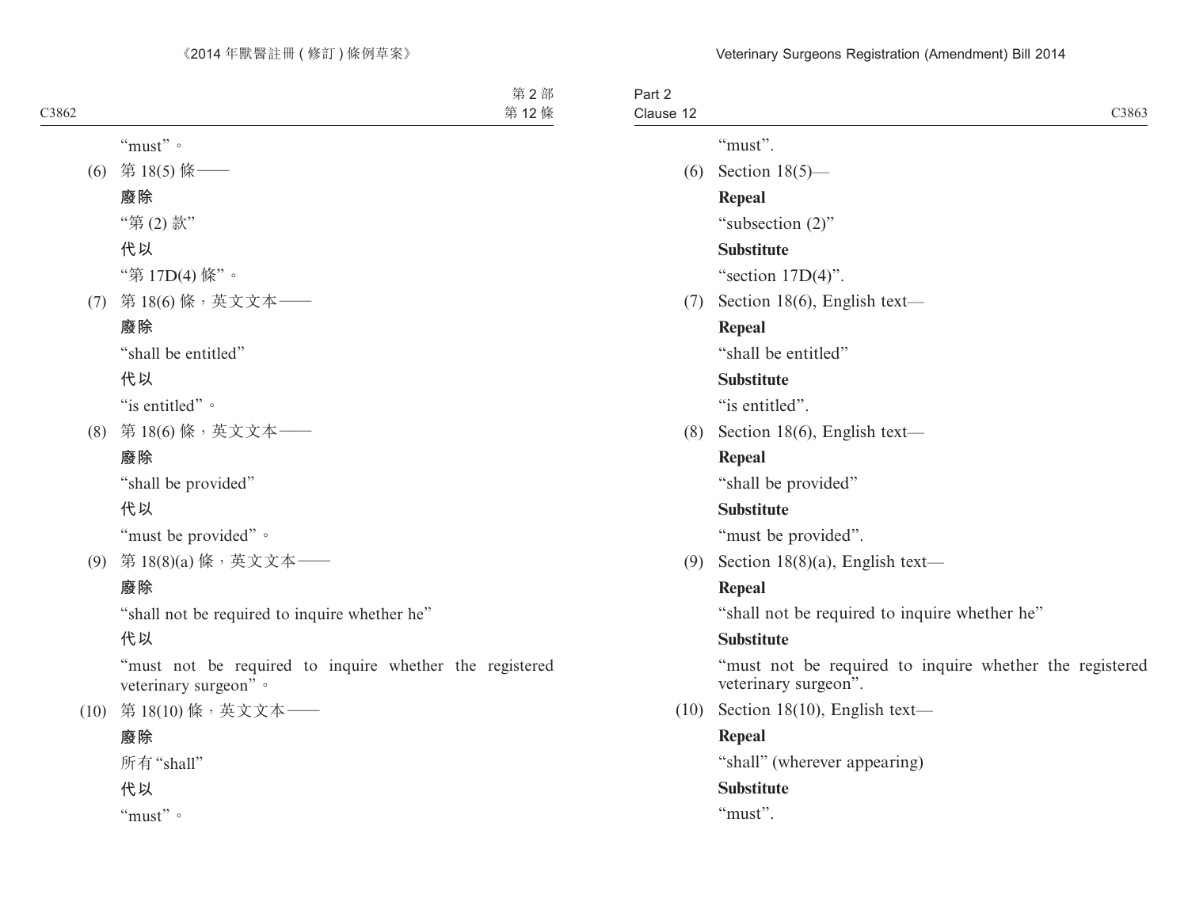"must"。

(6) 第 18(5) 條——

**廢除**

"第 (2) 款"

**代以**

"第 17D(4) 條"。

(7) 第 18(6) 條，英文文本——

**廢除**

"shall be entitled"

**代以**

"is entitled"。

(8) 第 18(6) 條，英文文本——

**廢除**

"shall be provided"

**代以**

"must be provided"。

(9) 第 18(8)(a) 條，英文文本——

**廢除**

"shall not be required to inquire whether he"

**代以**

"must not be required to inquire whether the registered veterinary surgeon"。

(10) 第 18(10) 條，英文文本——

**廢除**

所有"shall"

**代以**

"must"。

"must".

(6) Section 18(5)—

**Repeal**

"subsection (2)"

**Substitute**

"section 17D(4)".

(7) Section 18(6), English text—

**Repeal**

"shall be entitled"

**Substitute**

"is entitled".

(8) Section 18(6), English text—

**Repeal**

"shall be provided"

**Substitute**

"must be provided".

(9) Section 18(8)(a), English text—

**Repeal**

"shall not be required to inquire whether he"

**Substitute**

"must not be required to inquire whether the registered veterinary surgeon".

(10) Section 18(10), English text—

**Repeal**

"shall" (wherever appearing)

**Substitute**

"must".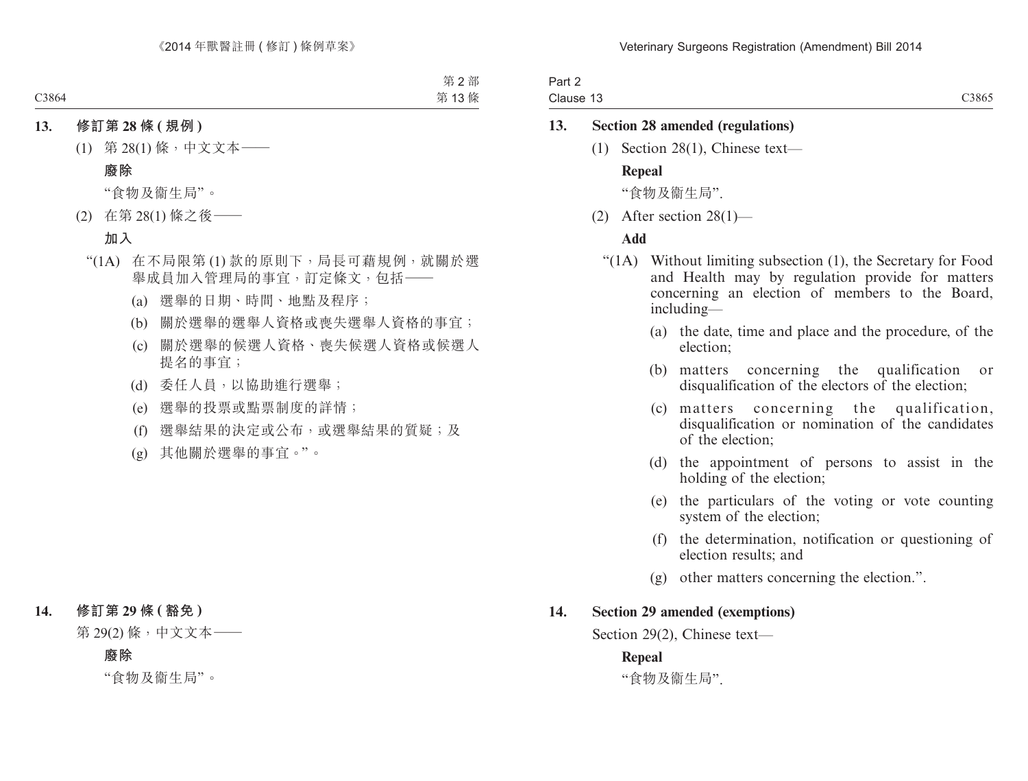**13. 修訂第 28 條 (規例)**

(1) 第 28(1) 條，中文文本——

**廢除**

“食物及衞生局”。

(2) 在第 28(1) 條之後——

**加入**

“(1A) 在不局限第 (1) 款的原則下，局長可藉規例，就關於選舉成員加入管理局的事宜，訂定條文，包括——

(a) 選舉的日期、時間、地點及程序；

(b) 關於選舉的選舉人資格或喪失選舉人資格的事宜；

(c) 關於選舉的候選人資格、喪失候選人資格或候選人提名的事宜；

(d) 委任人員，以協助進行選舉；

(e) 選舉的投票或點票制度的詳情；

(f) 選舉結果的決定或公布，或選舉結果的質疑；及

(g) 其他關於選舉的事宜。”。

**14. 修訂第 29 條 (豁免)**

第 29(2) 條，中文文本——

**廢除**

“食物及衞生局”。

**13. Section 28 amended (regulations)**

(1) Section 28(1), Chinese text—

**Repeal**

“食物及衞生局”.

(2) After section 28(1)—

**Add**

“(1A) Without limiting subsection (1), the Secretary for Food and Health may by regulation provide for matters concerning an election of members to the Board, including—

(a) the date, time and place and the procedure, of the election;

(b) matters concerning the qualification or disqualification of the electors of the election;

(c) matters concerning the qualification, disqualification or nomination of the candidates of the election;

(d) the appointment of persons to assist in the holding of the election;

(e) the particulars of the voting or vote counting system of the election;

(f) the determination, notification or questioning of election results; and

(g) other matters concerning the election.”.

**14. Section 29 amended (exemptions)**

Section 29(2), Chinese text—

**Repeal**

“食物及衞生局”.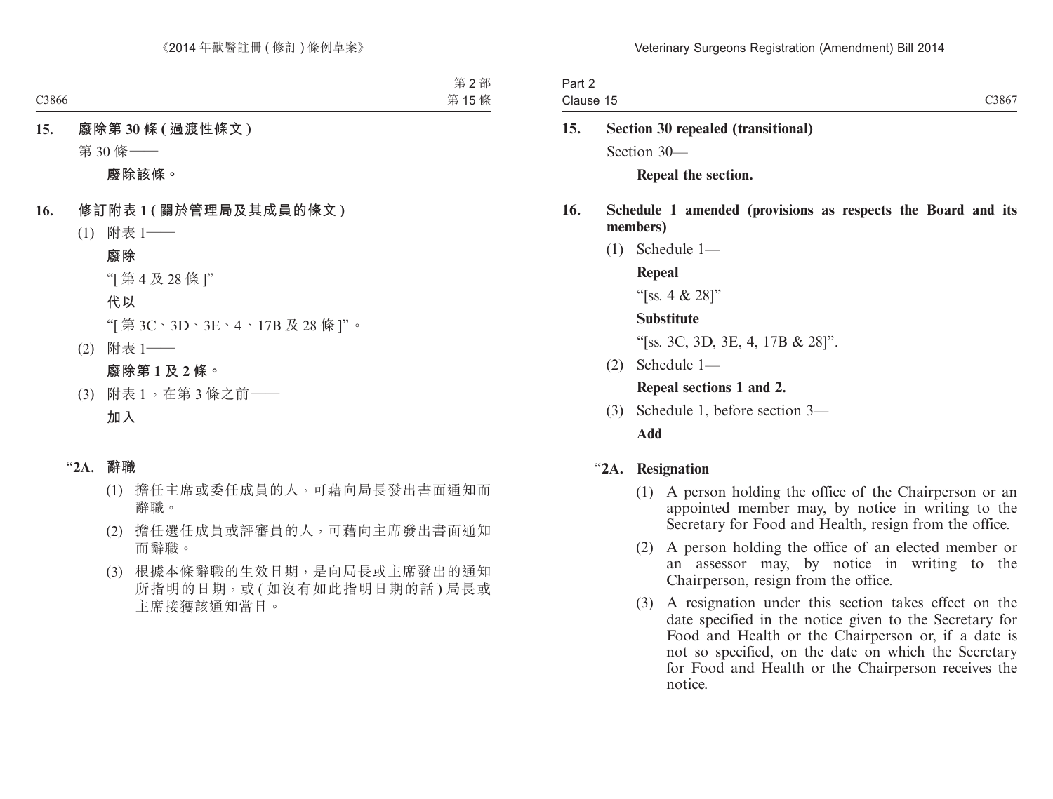**15. 廢除第 30 條 (過渡性條文)**

第 30 條——

**廢除該條。**

**16. 修訂附表 1 (關於管理局及其成員的條文)**

(1) 附表 1——

**廢除**

“[第 4 及 28 條]”

**代以**

“[第 3C、3D、3E、4、17B 及 28 條]”。

(2) 附表 1——

**廢除第 1 及 2 條。**

(3) 附表 1，在第 3 條之前——

**加入**

“**2A. 辭職**

(1) 擔任主席或委任成員的人，可藉向局長發出書面通知而辭職。

(2) 擔任選任成員或評審員的人，可藉向主席發出書面通知而辭職。

(3) 根據本條辭職的生效日期，是向局長或主席發出的通知所指明的日期，或 (如沒有如此指明日期的話) 局長或主席接獲該通知當日。

**15. Section 30 repealed (transitional)**

Section 30—

**Repeal the section.**

**16. Schedule 1 amended (provisions as respects the Board and its members)**

(1) Schedule 1—

**Repeal**

“[ss. 4 & 28]”

**Substitute**

“[ss. 3C, 3D, 3E, 4, 17B & 28]”.

(2) Schedule 1—

**Repeal sections 1 and 2.**

(3) Schedule 1, before section 3—

**Add**

“**2A. Resignation**

(1) A person holding the office of the Chairperson or an appointed member may, by notice in writing to the Secretary for Food and Health, resign from the office.

(2) A person holding the office of an elected member or an assessor may, by notice in writing to the Chairperson, resign from the office.

(3) A resignation under this section takes effect on the date specified in the notice given to the Secretary for Food and Health or the Chairperson or, if a date is not so specified, on the date on which the Secretary for Food and Health or the Chairperson receives the notice.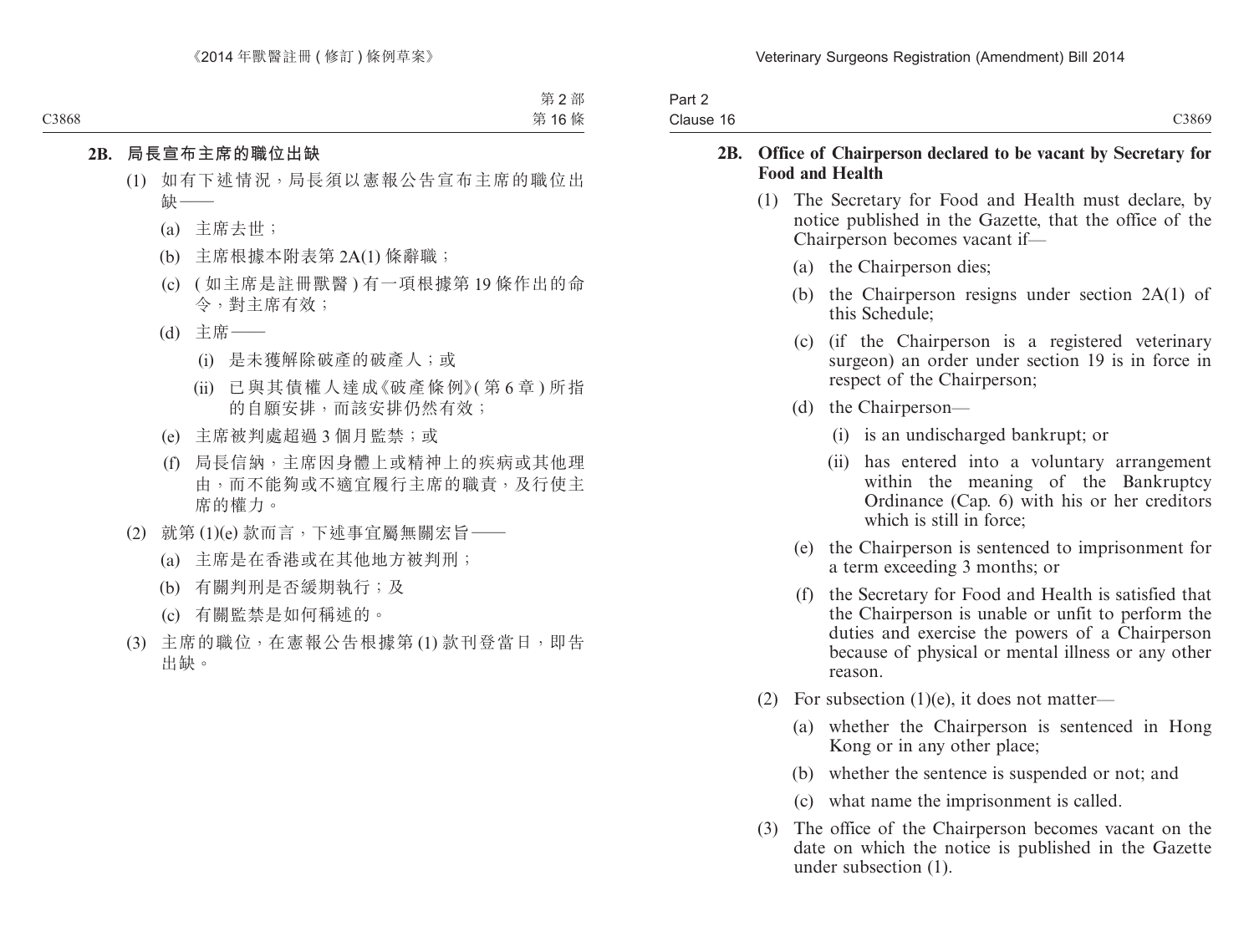**2B. 局長宣布主席的職位出缺**

(1) 如有下述情況，局長須以憲報公告宣布主席的職位出缺——

(a) 主席去世；

(b) 主席根據本附表第 2A(1) 條辭職；

(c) (如主席是註冊獸醫) 有一項根據第 19 條作出的命令，對主席有效；

(d) 主席——

(i) 是未獲解除破產的破產人；或

(ii) 已與其債權人達成《破產條例》(第 6 章) 所指的自願安排，而該安排仍然有效；

(e) 主席被判處超過 3 個月監禁；或

(f) 局長信納，主席因身體上或精神上的疾病或其他理由，而不能夠或不適宜履行主席的職責，及行使主席的權力。

(2) 就第 (1)(e) 款而言，下述事宜屬無關宏旨——

(a) 主席是在香港或在其他地方被判刑；

(b) 有關判刑是否緩期執行；及

(c) 有關監禁是如何稱述的。

(3) 主席的職位，在憲報公告根據第 (1) 款刊登當日，即告出缺。

**2B. Office of Chairperson declared to be vacant by Secretary for Food and Health**

(1) The Secretary for Food and Health must declare, by notice published in the Gazette, that the office of the Chairperson becomes vacant if—

(a) the Chairperson dies;

(b) the Chairperson resigns under section 2A(1) of this Schedule;

(c) (if the Chairperson is a registered veterinary surgeon) an order under section 19 is in force in respect of the Chairperson;

(d) the Chairperson—

(i) is an undischarged bankrupt; or

(ii) has entered into a voluntary arrangement within the meaning of the Bankruptcy Ordinance (Cap. 6) with his or her creditors which is still in force;

(e) the Chairperson is sentenced to imprisonment for a term exceeding 3 months; or

(f) the Secretary for Food and Health is satisfied that the Chairperson is unable or unfit to perform the duties and exercise the powers of a Chairperson because of physical or mental illness or any other reason.

(2) For subsection (1)(e), it does not matter—

(a) whether the Chairperson is sentenced in Hong Kong or in any other place;

(b) whether the sentence is suspended or not; and

(c) what name the imprisonment is called.

(3) The office of the Chairperson becomes vacant on the date on which the notice is published in the Gazette under subsection (1).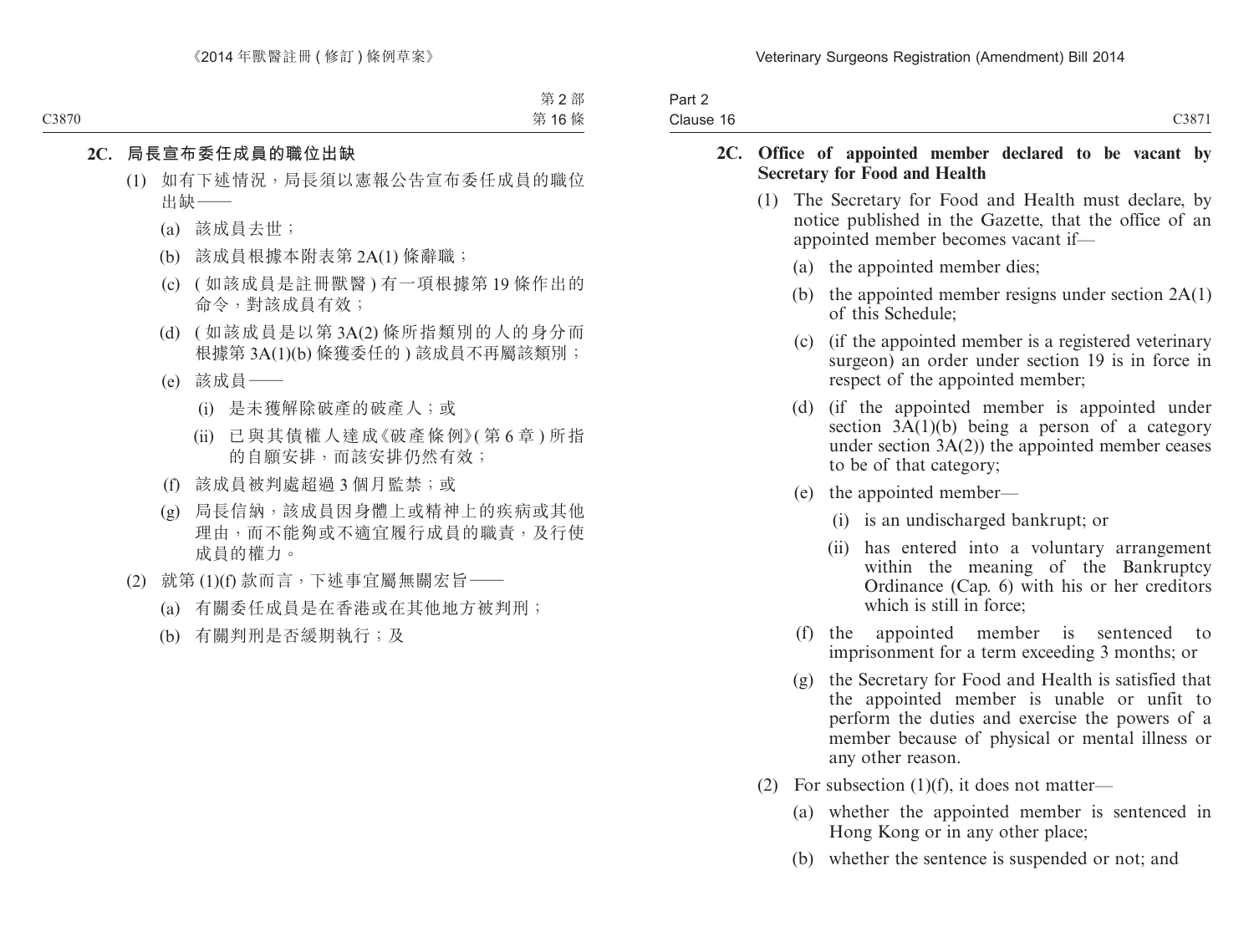### 2C. 局長宣布委任成員的職位出缺

(1) 如有下述情況，局長須以憲報公告宣布委任成員的職位出缺——

(a) 該成員去世；

(b) 該成員根據本附表第 2A(1) 條辭職；

(c) (如該成員是註冊獸醫) 有一項根據第 19 條作出的命令，對該成員有效；

(d) (如該成員是以第 3A(2) 條所指類別的人的身分而根據第 3A(1)(b) 條獲委任的) 該成員不再屬該類別；

(e) 該成員——

(i) 是未獲解除破產的破產人；或

(ii) 已與其債權人達成《破產條例》(第 6 章) 所指的自願安排，而該安排仍然有效；

(f) 該成員被判處超過 3 個月監禁；或

(g) 局長信納，該成員因身體上或精神上的疾病或其他理由，而不能夠或不適宜履行成員的職責，及行使成員的權力。

(2) 就第 (1)(f) 款而言，下述事宜屬無關宏旨——

(a) 有關委任成員是在香港或在其他地方被判刑；

(b) 有關判刑是否緩期執行；及

### 2C. Office of appointed member declared to be vacant by Secretary for Food and Health

(1) The Secretary for Food and Health must declare, by notice published in the Gazette, that the office of an appointed member becomes vacant if—

(a) the appointed member dies;

(b) the appointed member resigns under section 2A(1) of this Schedule;

(c) (if the appointed member is a registered veterinary surgeon) an order under section 19 is in force in respect of the appointed member;

(d) (if the appointed member is appointed under section 3A(1)(b) being a person of a category under section 3A(2)) the appointed member ceases to be of that category;

(e) the appointed member—

(i) is an undischarged bankrupt; or

(ii) has entered into a voluntary arrangement within the meaning of the Bankruptcy Ordinance (Cap. 6) with his or her creditors which is still in force;

(f) the appointed member is sentenced to imprisonment for a term exceeding 3 months; or

(g) the Secretary for Food and Health is satisfied that the appointed member is unable or unfit to perform the duties and exercise the powers of a member because of physical or mental illness or any other reason.

(2) For subsection (1)(f), it does not matter—

(a) whether the appointed member is sentenced in Hong Kong or in any other place;

(b) whether the sentence is suspended or not; and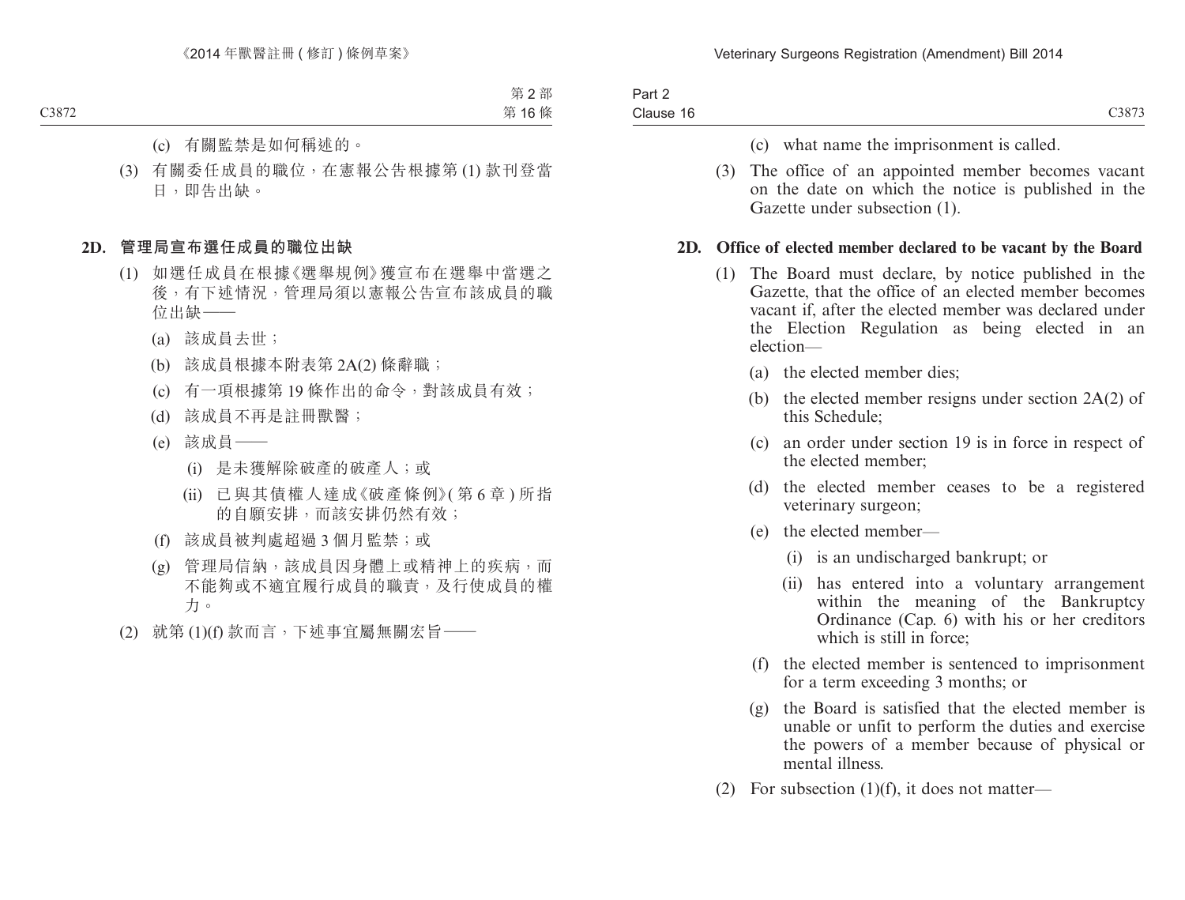(c) 有關監禁是如何稱述的。

(3) 有關委任成員的職位，在憲報公告根據第 (1) 款刊登當日，即告出缺。

**2D. 管理局宣布選任成員的職位出缺**

(1) 如選任成員在根據《選舉規例》獲宣布在選舉中當選之後，有下述情況，管理局須以憲報公告宣布該成員的職位出缺——

(a) 該成員去世；

(b) 該成員根據本附表第 2A(2) 條辭職；

(c) 有一項根據第 19 條作出的命令，對該成員有效；

(d) 該成員不再是註冊獸醫；

(e) 該成員——

(i) 是未獲解除破產的破產人；或

(ii) 已與其債權人達成《破產條例》(第 6 章) 所指的自願安排，而該安排仍然有效；

(f) 該成員被判處超過 3 個月監禁；或

(g) 管理局信納，該成員因身體上或精神上的疾病，而不能夠或不適宜履行成員的職責，及行使成員的權力。

(2) 就第 (1)(f) 款而言，下述事宜屬無關宏旨——

(c) what name the imprisonment is called.

(3) The office of an appointed member becomes vacant on the date on which the notice is published in the Gazette under subsection (1).

**2D. Office of elected member declared to be vacant by the Board**

(1) The Board must declare, by notice published in the Gazette, that the office of an elected member becomes vacant if, after the elected member was declared under the Election Regulation as being elected in an election—

(a) the elected member dies;

(b) the elected member resigns under section 2A(2) of this Schedule;

(c) an order under section 19 is in force in respect of the elected member;

(d) the elected member ceases to be a registered veterinary surgeon;

(e) the elected member—

(i) is an undischarged bankrupt; or

(ii) has entered into a voluntary arrangement within the meaning of the Bankruptcy Ordinance (Cap. 6) with his or her creditors which is still in force;

(f) the elected member is sentenced to imprisonment for a term exceeding 3 months; or

(g) the Board is satisfied that the elected member is unable or unfit to perform the duties and exercise the powers of a member because of physical or mental illness.

(2) For subsection (1)(f), it does not matter—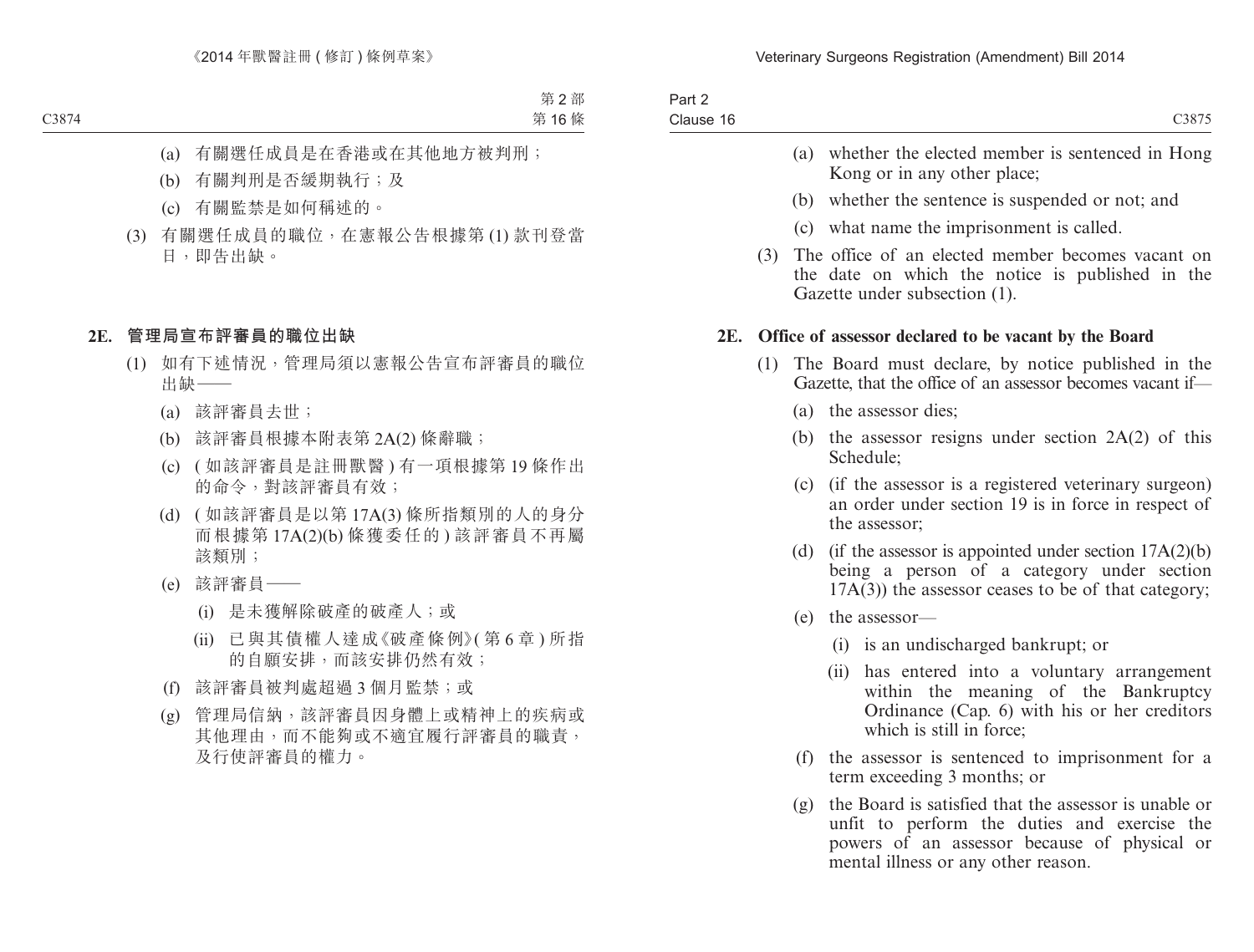(a) 有關選任成員是在香港或在其他地方被判刑；

(b) 有關判刑是否緩期執行；及

(c) 有關監禁是如何稱述的。

(3) 有關選任成員的職位，在憲報公告根據第 (1) 款刊登當日，即告出缺。

**2E. 管理局宣布評審員的職位出缺**

(1) 如有下述情況，管理局須以憲報公告宣布評審員的職位出缺——

(a) 該評審員去世；

(b) 該評審員根據本附表第 2A(2) 條辭職；

(c) (如該評審員是註冊獸醫) 有一項根據第 19 條作出的命令，對該評審員有效；

(d) (如該評審員是以第 17A(3) 條所指類別的人的身分而根據第 17A(2)(b) 條獲委任的) 該評審員不再屬該類別；

(e) 該評審員——

(i) 是未獲解除破產的破產人；或

(ii) 已與其債權人達成《破產條例》(第 6 章) 所指的自願安排，而該安排仍然有效；

(f) 該評審員被判處超過 3 個月監禁；或

(g) 管理局信納，該評審員因身體上或精神上的疾病或其他理由，而不能夠或不適宜履行評審員的職責，及行使評審員的權力。

(a) whether the elected member is sentenced in Hong Kong or in any other place;

(b) whether the sentence is suspended or not; and

(c) what name the imprisonment is called.

(3) The office of an elected member becomes vacant on the date on which the notice is published in the Gazette under subsection (1).

**2E. Office of assessor declared to be vacant by the Board**

(1) The Board must declare, by notice published in the Gazette, that the office of an assessor becomes vacant if—

(a) the assessor dies;

(b) the assessor resigns under section 2A(2) of this Schedule;

(c) (if the assessor is a registered veterinary surgeon) an order under section 19 is in force in respect of the assessor;

(d) (if the assessor is appointed under section 17A(2)(b) being a person of a category under section 17A(3)) the assessor ceases to be of that category;

(e) the assessor—

(i) is an undischarged bankrupt; or

(ii) has entered into a voluntary arrangement within the meaning of the Bankruptcy Ordinance (Cap. 6) with his or her creditors which is still in force;

(f) the assessor is sentenced to imprisonment for a term exceeding 3 months; or

(g) the Board is satisfied that the assessor is unable or unfit to perform the duties and exercise the powers of an assessor because of physical or mental illness or any other reason.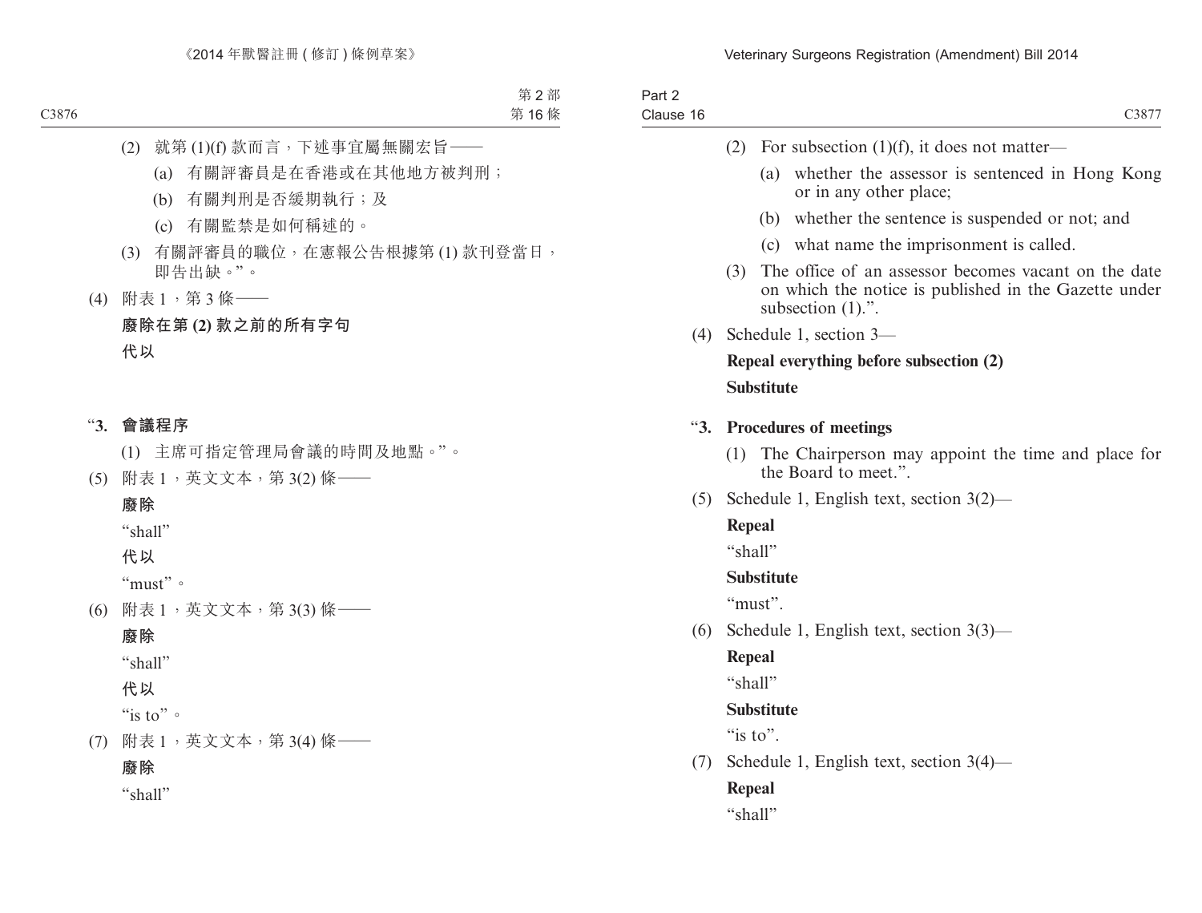(2) 就第 (1)(f) 款而言，下述事宜屬無關宏旨——

(a) 有關評審員是在香港或在其他地方被判刑；

(b) 有關判刑是否緩期執行；及

(c) 有關監禁是如何稱述的。

(3) 有關評審員的職位，在憲報公告根據第 (1) 款刊登當日，即告出缺。”。

(4) 附表 1，第 3 條——

**廢除在第 (2) 款之前的所有字句**

**代以**

“**3. 會議程序**

(1) 主席可指定管理局會議的時間及地點。”。

(5) 附表 1，英文文本，第 3(2) 條——

**廢除**

“shall”

**代以**

“must”。

(6) 附表 1，英文文本，第 3(3) 條——

**廢除**

“shall”

**代以**

“is to”。

(7) 附表 1，英文文本，第 3(4) 條——

**廢除**

“shall”

(2) For subsection (1)(f), it does not matter—

(a) whether the assessor is sentenced in Hong Kong or in any other place;

(b) whether the sentence is suspended or not; and

(c) what name the imprisonment is called.

(3) The office of an assessor becomes vacant on the date on which the notice is published in the Gazette under subsection (1).”.

(4) Schedule 1, section 3—

**Repeal everything before subsection (2)**

**Substitute**

“**3. Procedures of meetings**

(1) The Chairperson may appoint the time and place for the Board to meet.”.

(5) Schedule 1, English text, section 3(2)—

**Repeal**

“shall”

**Substitute**

“must”.

(6) Schedule 1, English text, section 3(3)—

**Repeal**

“shall”

**Substitute**

“is to”.

(7) Schedule 1, English text, section 3(4)—

**Repeal**

“shall”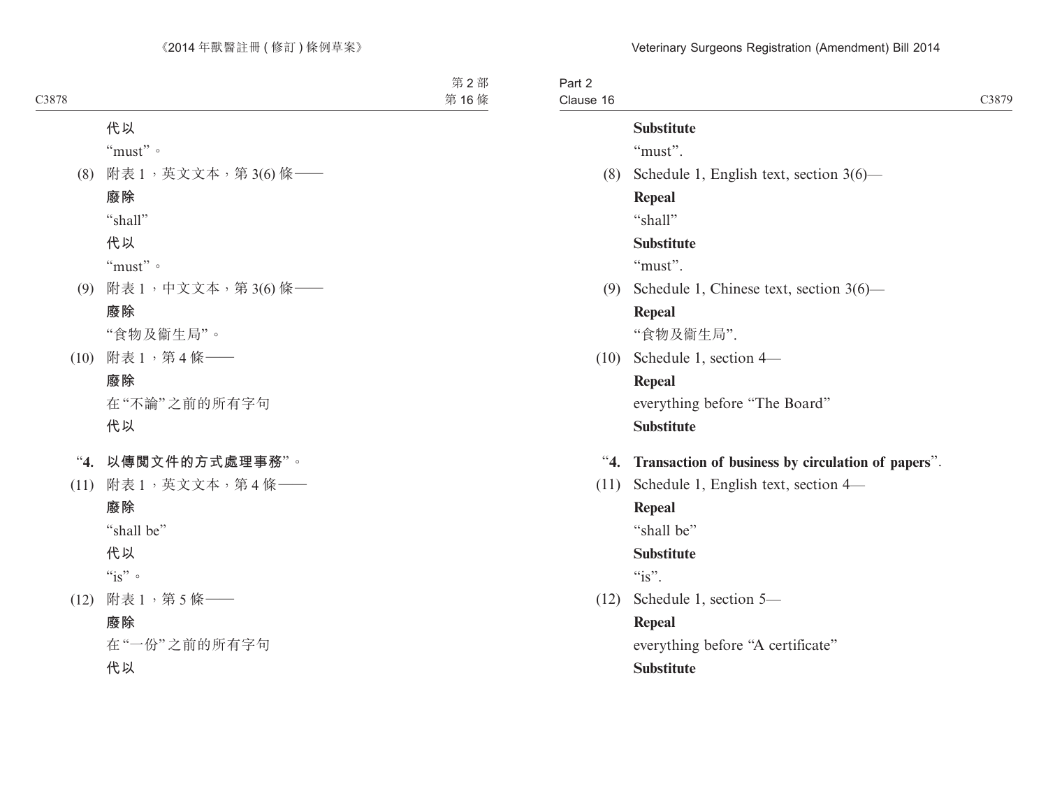**代以**

“must”。

(8) 附表 1，英文文本，第 3(6) 條——

**廢除**

“shall”

**代以**

“must”。

(9) 附表 1，中文文本，第 3(6) 條——

**廢除**

“食物及衞生局”。

(10) 附表 1，第 4 條——

**廢除**

在“不論”之前的所有字句

**代以**

“**4. 以傳閱文件的方式處理事務**”。

(11) 附表 1，英文文本，第 4 條——

**廢除**

“shall be”

**代以**

“is”。

(12) 附表 1，第 5 條——

**廢除**

在“一份”之前的所有字句

**代以**

**Substitute**

“must”.

(8) Schedule 1, English text, section 3(6)—

**Repeal**

“shall”

**Substitute**

“must”.

(9) Schedule 1, Chinese text, section 3(6)—

**Repeal**

“食物及衞生局”.

(10) Schedule 1, section 4—

**Repeal**

everything before “The Board”

**Substitute**

“**4. Transaction of business by circulation of papers**”.

(11) Schedule 1, English text, section 4—

**Repeal**

“shall be”

**Substitute**

“is”.

(12) Schedule 1, section 5—

**Repeal**

everything before “A certificate”

**Substitute**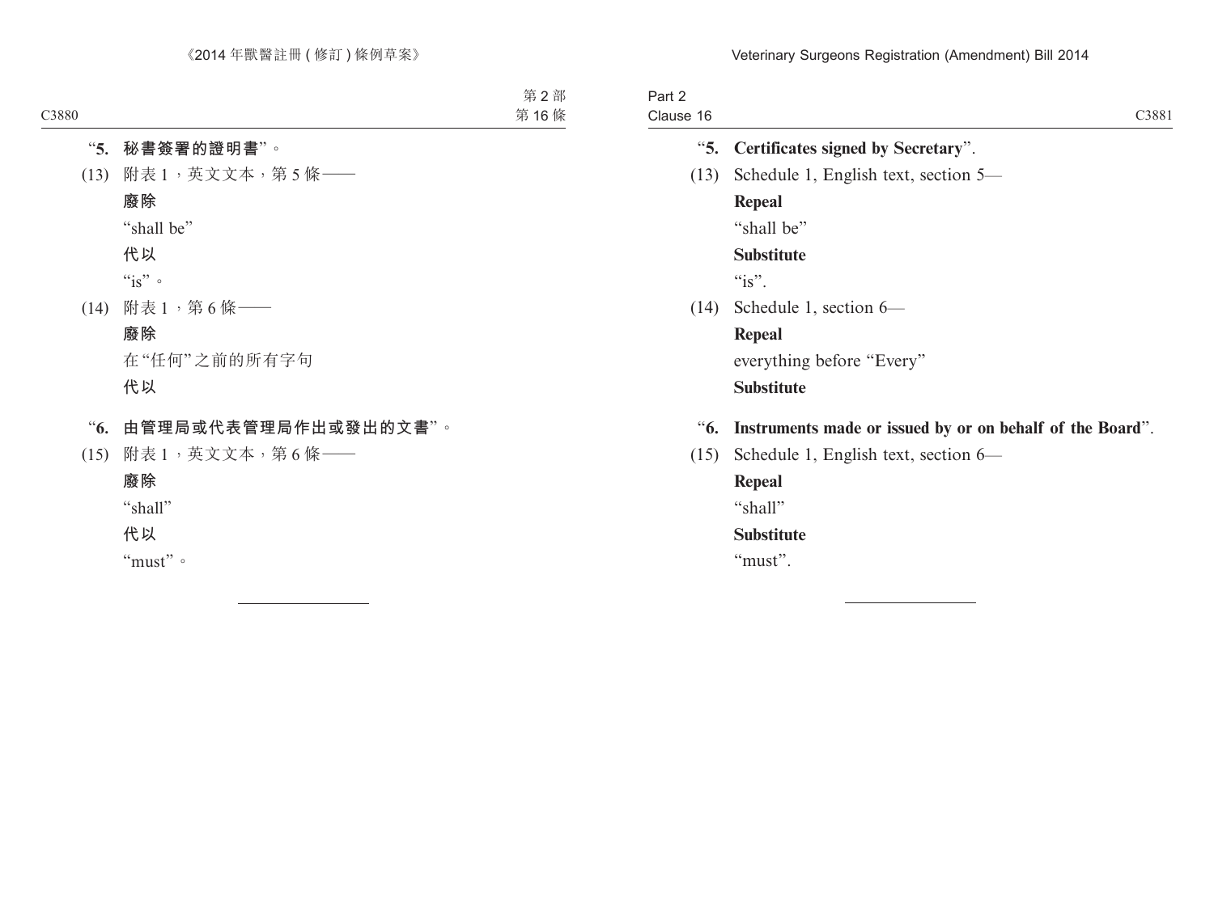"**5. 秘書簽署的證明書**"。

(13) 附表 1，英文文本，第 5 條——

**廢除**

"shall be"

**代以**

"is"。

(14) 附表 1，第 6 條——

**廢除**

在"任何"之前的所有字句

**代以**

"**6. 由管理局或代表管理局作出或發出的文書**"。

(15) 附表 1，英文文本，第 6 條——

**廢除**

"shall"

**代以**

"must"。

---

"**5. Certificates signed by Secretary**".

(13) Schedule 1, English text, section 5—

**Repeal**

"shall be"

**Substitute**

"is".

(14) Schedule 1, section 6—

**Repeal**

everything before "Every"

**Substitute**

"**6. Instruments made or issued by or on behalf of the Board**".

(15) Schedule 1, English text, section 6—

**Repeal**

"shall"

**Substitute**

"must".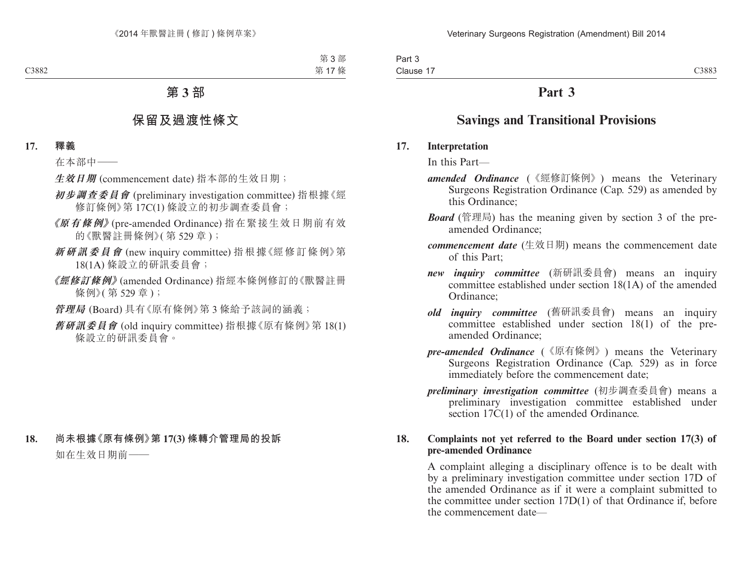# 第 3 部

## 保留及過渡性條文

**17. 釋義**

在本部中——

***生效日期*** (commencement date) 指本部的生效日期；

***初步調查委員會*** (preliminary investigation committee) 指根據《經修訂條例》第 17C(1) 條設立的初步調查委員會；

***《原有條例》*** (pre-amended Ordinance) 指在緊接生效日期前有效的《獸醫註冊條例》( 第 529 章 )；

***新研訊委員會*** (new inquiry committee) 指根據《經修訂條例》第 18(1A) 條設立的研訊委員會；

***《經修訂條例》*** (amended Ordinance) 指經本條例修訂的《獸醫註冊條例》( 第 529 章 )；

***管理局*** (Board) 具有《原有條例》第 3 條給予該詞的涵義；

***舊研訊委員會*** (old inquiry committee) 指根據《原有條例》第 18(1) 條設立的研訊委員會。

**18. 尚未根據《原有條例》第 17(3) 條轉介管理局的投訴**

如在生效日期前——

# Part 3

## Savings and Transitional Provisions

**17. Interpretation**

In this Part—

***amended Ordinance*** (《經修訂條例》) means the Veterinary Surgeons Registration Ordinance (Cap. 529) as amended by this Ordinance;

***Board*** (管理局) has the meaning given by section 3 of the pre-amended Ordinance;

***commencement date*** (生效日期) means the commencement date of this Part;

***new inquiry committee*** (新研訊委員會) means an inquiry committee established under section 18(1A) of the amended Ordinance;

***old inquiry committee*** (舊研訊委員會) means an inquiry committee established under section 18(1) of the pre-amended Ordinance;

***pre-amended Ordinance*** (《原有條例》) means the Veterinary Surgeons Registration Ordinance (Cap. 529) as in force immediately before the commencement date;

***preliminary investigation committee*** (初步調查委員會) means a preliminary investigation committee established under section 17C(1) of the amended Ordinance.

**18. Complaints not yet referred to the Board under section 17(3) of pre-amended Ordinance**

A complaint alleging a disciplinary offence is to be dealt with by a preliminary investigation committee under section 17D of the amended Ordinance as if it were a complaint submitted to the committee under section 17D(1) of that Ordinance if, before the commencement date—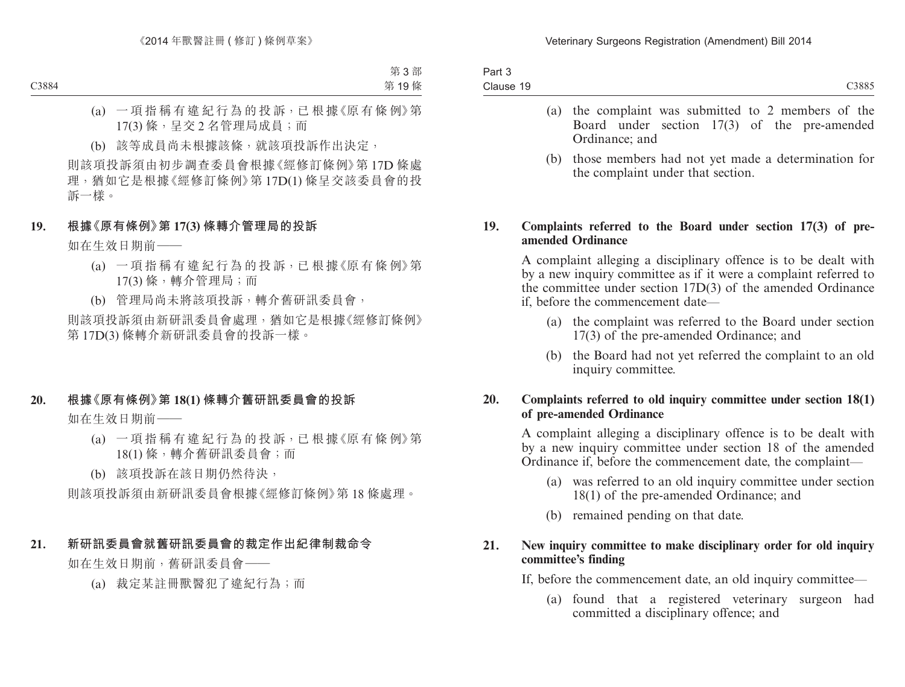(a) 一項指稱有違紀行為的投訴，已根據《原有條例》第 17(3) 條，呈交 2 名管理局成員；而

(b) 該等成員尚未根據該條，就該項投訴作出決定，

則該項投訴須由初步調查委員會根據《經修訂條例》第 17D 條處理，猶如它是根據《經修訂條例》第 17D(1) 條呈交該委員會的投訴一樣。

**19. 根據《原有條例》第 17(3) 條轉介管理局的投訴**

如在生效日期前——

(a) 一項指稱有違紀行為的投訴，已根據《原有條例》第 17(3) 條，轉介管理局；而

(b) 管理局尚未將該項投訴，轉介舊研訊委員會，

則該項投訴須由新研訊委員會處理，猶如它是根據《經修訂條例》第 17D(3) 條轉介新研訊委員會的投訴一樣。

**20. 根據《原有條例》第 18(1) 條轉介舊研訊委員會的投訴**

如在生效日期前——

(a) 一項指稱有違紀行為的投訴，已根據《原有條例》第 18(1) 條，轉介舊研訊委員會；而

(b) 該項投訴在該日期仍然待決，

則該項投訴須由新研訊委員會根據《經修訂條例》第 18 條處理。

**21. 新研訊委員會就舊研訊委員會的裁定作出紀律制裁命令**

如在生效日期前，舊研訊委員會——

(a) 裁定某註冊獸醫犯了違紀行為；而

(a) the complaint was submitted to 2 members of the Board under section 17(3) of the pre-amended Ordinance; and

(b) those members had not yet made a determination for the complaint under that section.

**19. Complaints referred to the Board under section 17(3) of pre-amended Ordinance**

A complaint alleging a disciplinary offence is to be dealt with by a new inquiry committee as if it were a complaint referred to the committee under section 17D(3) of the amended Ordinance if, before the commencement date—

(a) the complaint was referred to the Board under section 17(3) of the pre-amended Ordinance; and

(b) the Board had not yet referred the complaint to an old inquiry committee.

**20. Complaints referred to old inquiry committee under section 18(1) of pre-amended Ordinance**

A complaint alleging a disciplinary offence is to be dealt with by a new inquiry committee under section 18 of the amended Ordinance if, before the commencement date, the complaint—

(a) was referred to an old inquiry committee under section 18(1) of the pre-amended Ordinance; and

(b) remained pending on that date.

**21. New inquiry committee to make disciplinary order for old inquiry committee's finding**

If, before the commencement date, an old inquiry committee—

(a) found that a registered veterinary surgeon had committed a disciplinary offence; and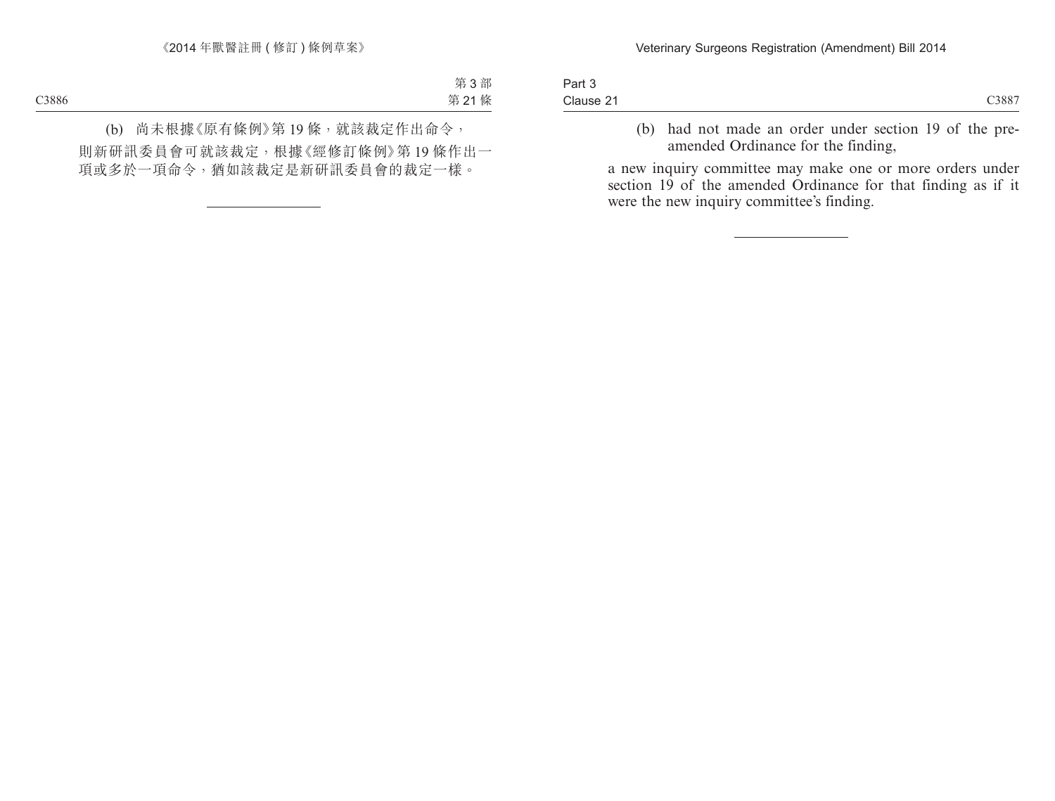(b) 尚未根據《原有條例》第 19 條，就該裁定作出命令，

則新研訊委員會可就該裁定，根據《經修訂條例》第 19 條作出一項或多於一項命令，猶如該裁定是新研訊委員會的裁定一樣。

---

(b) had not made an order under section 19 of the pre-amended Ordinance for the finding,

a new inquiry committee may make one or more orders under section 19 of the amended Ordinance for that finding as if it were the new inquiry committee's finding.

---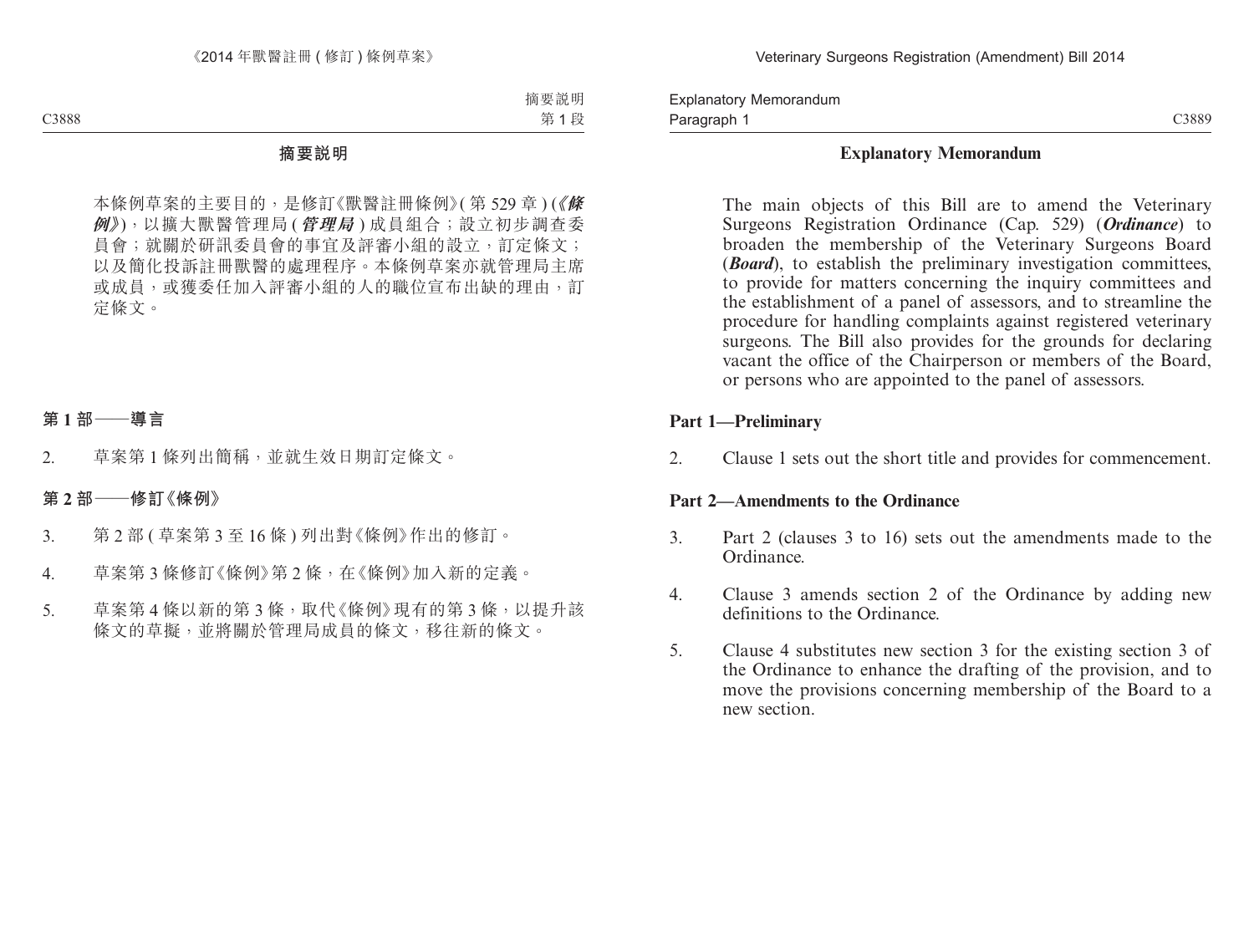# 摘要說明

本條例草案的主要目的，是修訂《獸醫註冊條例》(第 529 章) (***《條例》***)，以擴大獸醫管理局 (***管理局***) 成員組合；設立初步調查委員會；就關於研訊委員會的事宜及評審小組的設立，訂定條文；以及簡化投訴註冊獸醫的處理程序。本條例草案亦就管理局主席或成員，或獲委任加入評審小組的人的職位宣布出缺的理由，訂定條文。

## 第 1 部——導言

2. 草案第 1 條列出簡稱，並就生效日期訂定條文。

## 第 2 部——修訂《條例》

3. 第 2 部 (草案第 3 至 16 條) 列出對《條例》作出的修訂。

4. 草案第 3 條修訂《條例》第 2 條，在《條例》加入新的定義。

5. 草案第 4 條以新的第 3 條，取代《條例》現有的第 3 條，以提升該條文的草擬，並將關於管理局成員的條文，移往新的條文。

# Explanatory Memorandum

The main objects of this Bill are to amend the Veterinary Surgeons Registration Ordinance (Cap. 529) (***Ordinance***) to broaden the membership of the Veterinary Surgeons Board (***Board***), to establish the preliminary investigation committees, to provide for matters concerning the inquiry committees and the establishment of a panel of assessors, and to streamline the procedure for handling complaints against registered veterinary surgeons. The Bill also provides for the grounds for declaring vacant the office of the Chairperson or members of the Board, or persons who are appointed to the panel of assessors.

## Part 1—Preliminary

2. Clause 1 sets out the short title and provides for commencement.

## Part 2—Amendments to the Ordinance

3. Part 2 (clauses 3 to 16) sets out the amendments made to the Ordinance.

4. Clause 3 amends section 2 of the Ordinance by adding new definitions to the Ordinance.

5. Clause 4 substitutes new section 3 for the existing section 3 of the Ordinance to enhance the drafting of the provision, and to move the provisions concerning membership of the Board to a new section.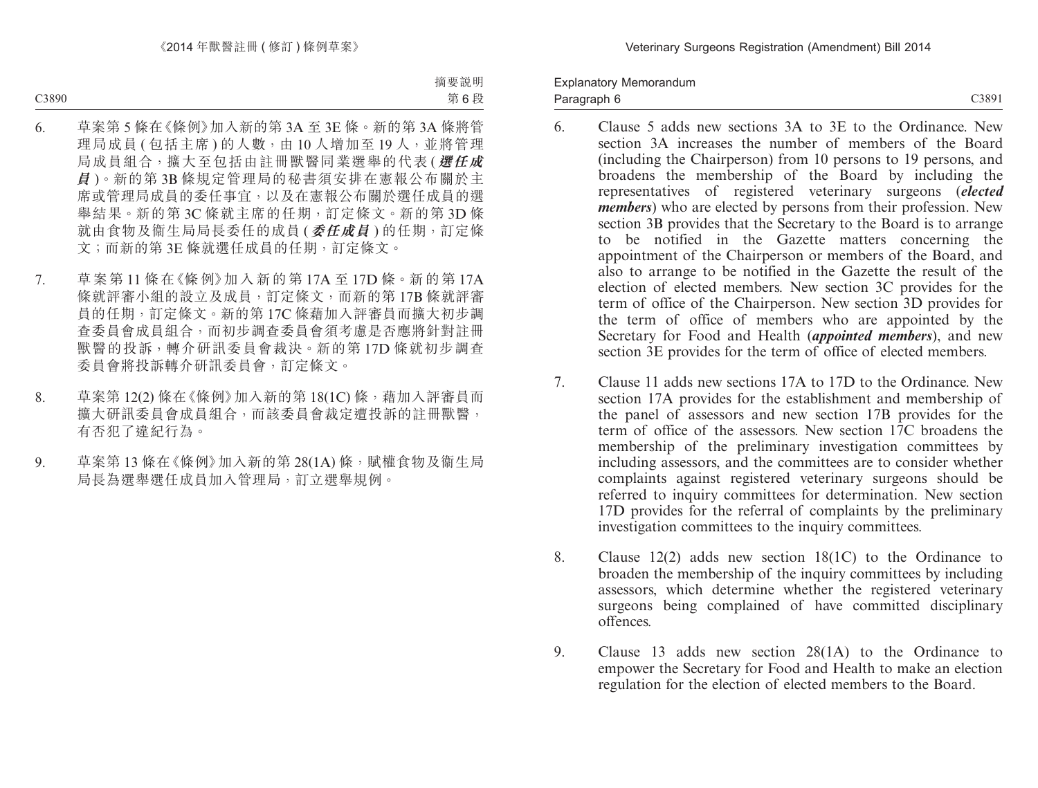6. 草案第 5 條在《條例》加入新的第 3A 至 3E 條。新的第 3A 條將管理局成員 (包括主席) 的人數，由 10 人增加至 19 人，並將管理局成員組合，擴大至包括由註冊獸醫同業選舉的代表 (***選任成員***)。新的第 3B 條規定管理局的秘書須安排在憲報公布關於主席或管理局成員的委任事宜，以及在憲報公布關於選任成員的選舉結果。新的第 3C 條就主席的任期，訂定條文。新的第 3D 條就由食物及衞生局局長委任的成員 (***委任成員***) 的任期，訂定條文；而新的第 3E 條就選任成員的任期，訂定條文。

7. 草案第 11 條在《條例》加入新的第 17A 至 17D 條。新的第 17A 條就評審小組的設立及成員，訂定條文，而新的第 17B 條就評審員的任期，訂定條文。新的第 17C 條藉加入評審員而擴大初步調查委員會成員組合，而初步調查委員會須考慮是否應將針對註冊獸醫的投訴，轉介研訊委員會裁決。新的第 17D 條就初步調查委員會將投訴轉介研訊委員會，訂定條文。

8. 草案第 12(2) 條在《條例》加入新的第 18(1C) 條，藉加入評審員而擴大研訊委員會成員組合，而該委員會裁定遭投訴的註冊獸醫，有否犯了違紀行為。

9. 草案第 13 條在《條例》加入新的第 28(1A) 條，賦權食物及衞生局局長為選舉選任成員加入管理局，訂立選舉規例。

6. Clause 5 adds new sections 3A to 3E to the Ordinance. New section 3A increases the number of members of the Board (including the Chairperson) from 10 persons to 19 persons, and broadens the membership of the Board by including the representatives of registered veterinary surgeons (***elected members***) who are elected by persons from their profession. New section 3B provides that the Secretary to the Board is to arrange to be notified in the Gazette matters concerning the appointment of the Chairperson or members of the Board, and also to arrange to be notified in the Gazette the result of the election of elected members. New section 3C provides for the term of office of the Chairperson. New section 3D provides for the term of office of members who are appointed by the Secretary for Food and Health (***appointed members***), and new section 3E provides for the term of office of elected members.

7. Clause 11 adds new sections 17A to 17D to the Ordinance. New section 17A provides for the establishment and membership of the panel of assessors and new section 17B provides for the term of office of the assessors. New section 17C broadens the membership of the preliminary investigation committees by including assessors, and the committees are to consider whether complaints against registered veterinary surgeons should be referred to inquiry committees for determination. New section 17D provides for the referral of complaints by the preliminary investigation committees to the inquiry committees.

8. Clause 12(2) adds new section 18(1C) to the Ordinance to broaden the membership of the inquiry committees by including assessors, which determine whether the registered veterinary surgeons being complained of have committed disciplinary offences.

9. Clause 13 adds new section 28(1A) to the Ordinance to empower the Secretary for Food and Health to make an election regulation for the election of elected members to the Board.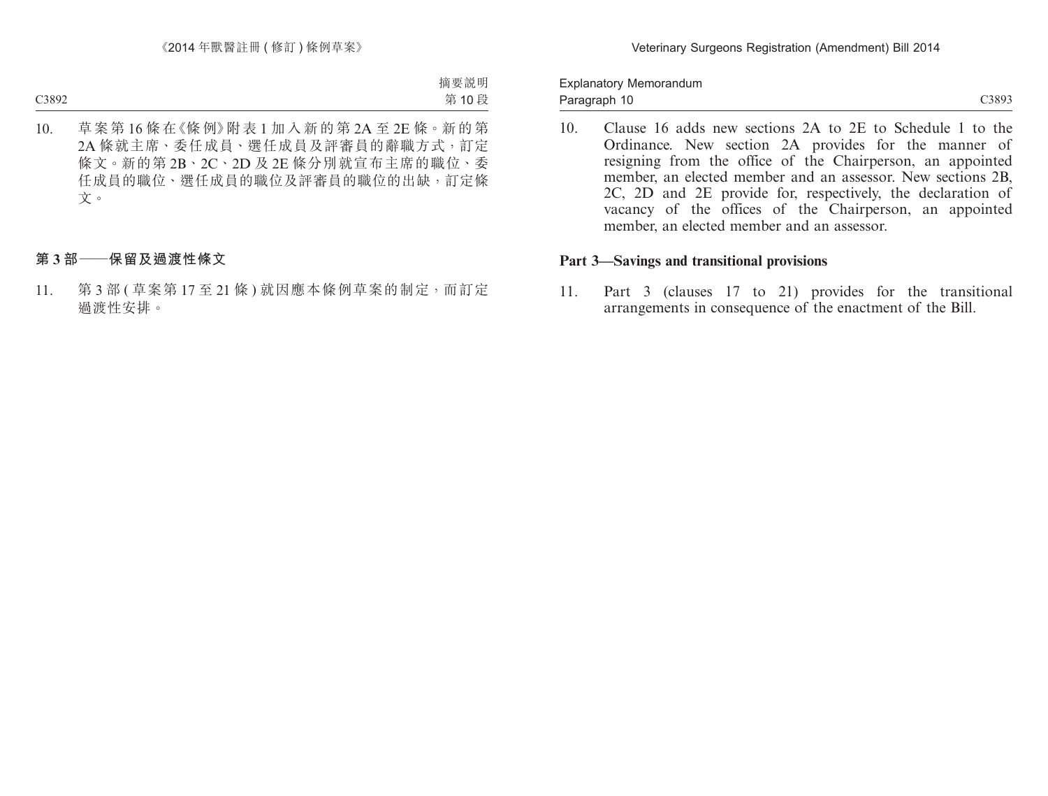10. 草案第 16 條在《條例》附表 1 加入新的第 2A 至 2E 條。新的第 2A 條就主席、委任成員、選任成員及評審員的辭職方式，訂定條文。新的第 2B、2C、2D 及 2E 條分別就宣布主席的職位、委任成員的職位、選任成員的職位及評審員的職位的出缺，訂定條文。

**第 3 部——保留及過渡性條文**

11. 第 3 部 ( 草案第 17 至 21 條 ) 就因應本條例草案的制定，而訂定過渡性安排。

10. Clause 16 adds new sections 2A to 2E to Schedule 1 to the Ordinance. New section 2A provides for the manner of resigning from the office of the Chairperson, an appointed member, an elected member and an assessor. New sections 2B, 2C, 2D and 2E provide for, respectively, the declaration of vacancy of the offices of the Chairperson, an appointed member, an elected member and an assessor.

**Part 3—Savings and transitional provisions**

11. Part 3 (clauses 17 to 21) provides for the transitional arrangements in consequence of the enactment of the Bill.